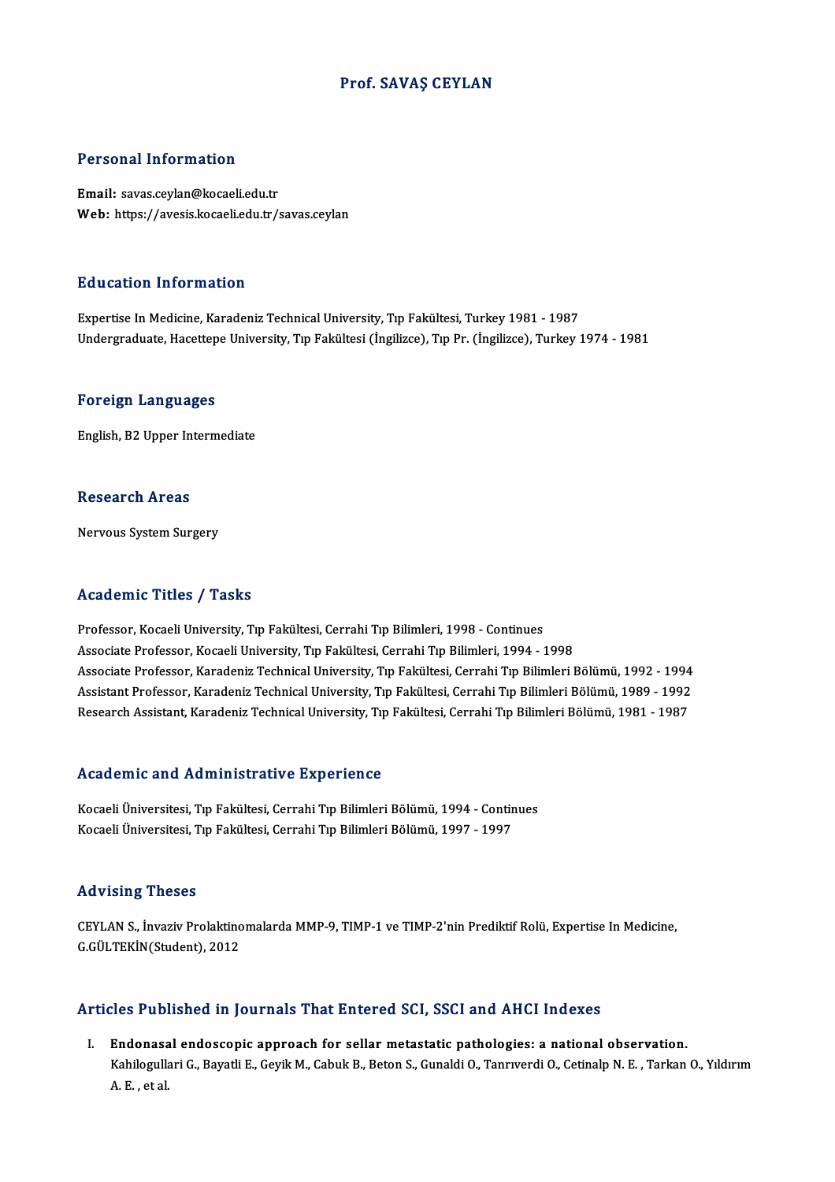# Prof. SAVAŞ CEYLAN

## Personal Information

**Email:** savas.ceylan@kocaeli.edu.tr
**Web:** https://avesis.kocaeli.edu.tr/savas.ceylan

## Education Information

Expertise In Medicine, Karadeniz Technical University, Tıp Fakültesi, Turkey 1981 - 1987
Undergraduate, Hacettepe University, Tıp Fakültesi (İngilizce), Tıp Pr. (İngilizce), Turkey 1974 - 1981

## Foreign Languages

English, B2 Upper Intermediate

## Research Areas

Nervous System Surgery

## Academic Titles / Tasks

Professor, Kocaeli University, Tıp Fakültesi, Cerrahi Tıp Bilimleri, 1998 - Continues
Associate Professor, Kocaeli University, Tıp Fakültesi, Cerrahi Tıp Bilimleri, 1994 - 1998
Associate Professor, Karadeniz Technical University, Tıp Fakültesi, Cerrahi Tıp Bilimleri Bölümü, 1992 - 1994
Assistant Professor, Karadeniz Technical University, Tıp Fakültesi, Cerrahi Tıp Bilimleri Bölümü, 1989 - 1992
Research Assistant, Karadeniz Technical University, Tıp Fakültesi, Cerrahi Tıp Bilimleri Bölümü, 1981 - 1987

## Academic and Administrative Experience

Kocaeli Üniversitesi, Tıp Fakültesi, Cerrahi Tıp Bilimleri Bölümü, 1994 - Continues
Kocaeli Üniversitesi, Tıp Fakültesi, Cerrahi Tıp Bilimleri Bölümü, 1997 - 1997

## Advising Theses

CEYLAN S., İnvaziv Prolaktinomalarda MMP-9, TIMP-1 ve TIMP-2'nin Prediktif Rolü, Expertise In Medicine, G.GÜLTEKİN(Student), 2012

## Articles Published in Journals That Entered SCI, SSCI and AHCI Indexes

I. **Endonasal endoscopic approach for sellar metastatic pathologies: a national observation.**
Kahilogullari G., Bayatli E., Geyik M., Cabuk B., Beton S., Gunaldi O., Tanrıverdi O., Cetinalp N. E. , Tarkan O., Yıldırım A. E. , et al.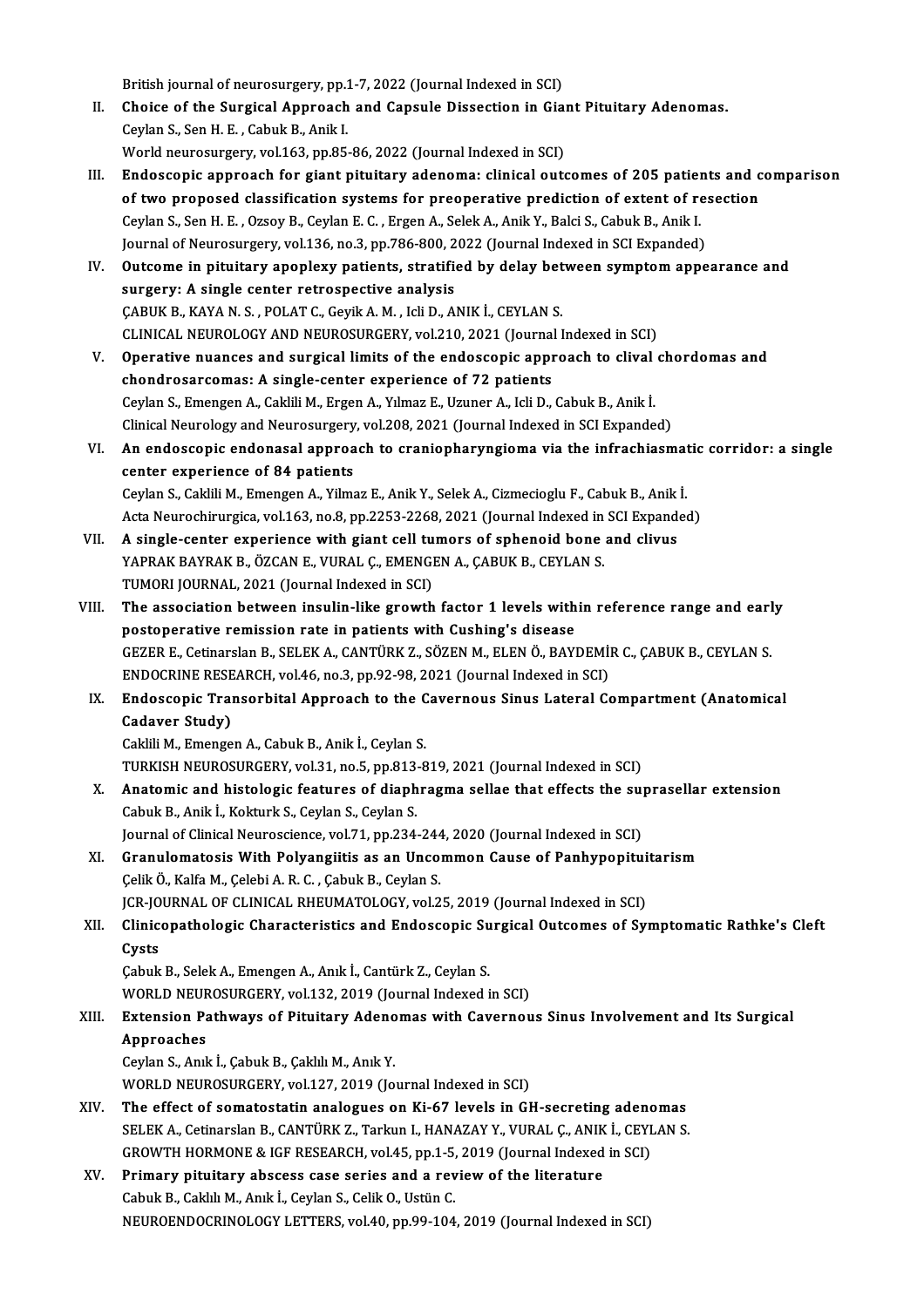British journal of neurosurgery, pp.1-7, 2022 (Journal Indexed in SCI)

II. **Choice of the Surgical Approach and Capsule Dissection in Giant Pituitary Adenomas.**
Ceylan S., Sen H. E. , Cabuk B., Anik I.
World neurosurgery, vol.163, pp.85-86, 2022 (Journal Indexed in SCI)

III. **Endoscopic approach for giant pituitary adenoma: clinical outcomes of 205 patients and comparison of two proposed classification systems for preoperative prediction of extent of resection**
Ceylan S., Sen H. E. , Ozsoy B., Ceylan E. C. , Ergen A., Selek A., Anik Y., Balci S., Cabuk B., Anik I.
Journal of Neurosurgery, vol.136, no.3, pp.786-800, 2022 (Journal Indexed in SCI Expanded)

IV. **Outcome in pituitary apoplexy patients, stratified by delay between symptom appearance and surgery: A single center retrospective analysis**
ÇABUK B., KAYA N. S. , POLAT C., Geyik A. M. , Icli D., ANIK İ., CEYLAN S.
CLINICAL NEUROLOGY AND NEUROSURGERY, vol.210, 2021 (Journal Indexed in SCI)

V. **Operative nuances and surgical limits of the endoscopic approach to clival chordomas and chondrosarcomas: A single-center experience of 72 patients**
Ceylan S., Emengen A., Caklili M., Ergen A., Yılmaz E., Uzuner A., Icli D., Cabuk B., Anik İ.
Clinical Neurology and Neurosurgery, vol.208, 2021 (Journal Indexed in SCI Expanded)

VI. **An endoscopic endonasal approach to craniopharyngioma via the infrachiasmatic corridor: a single center experience of 84 patients**
Ceylan S., Caklili M., Yilmaz E., Anik Y., Selek A., Cizmecioglu F., Cabuk B., Anik İ.
Acta Neurochirurgica, vol.163, no.8, pp.2253-2268, 2021 (Journal Indexed in SCI Expanded)

VII. **A single-center experience with giant cell tumors of sphenoid bone and clivus**
YAPRAK BAYRAK B., ÖZCAN E., VURAL Ç., EMENGEN A., ÇABUK B., CEYLAN S.
TUMORI JOURNAL, 2021 (Journal Indexed in SCI)

VIII. **The association between insulin-like growth factor 1 levels within reference range and early postoperative remission rate in patients with Cushing's disease**
GEZER E., Cetinarslan B., SELEK A., CANTÜRK Z., SÖZEN M., ELEN Ö., BAYDEMİR C., ÇABUK B., CEYLAN S.
ENDOCRINE RESEARCH, vol.46, no.3, pp.92-98, 2021 (Journal Indexed in SCI)

IX. **Endoscopic Transorbital Approach to the Cavernous Sinus Lateral Compartment (Anatomical Cadaver Study)**
Caklili M., Emengen A., Cabuk B., Anik İ., Ceylan S.
TURKISH NEUROSURGERY, vol.31, no.5, pp.813-819, 2021 (Journal Indexed in SCI)

X. **Anatomic and histologic features of diaphragma sellae that effects the suprasellar extension**
Cabuk B., Anik İ., Kokturk S., Ceylan S., Ceylan S.
Journal of Clinical Neuroscience, vol.71, pp.234-244, 2020 (Journal Indexed in SCI)

XI. **Granulomatosis With Polyangiitis as an Uncommon Cause of Panhypopituitarism**
Çelik Ö., Kalfa M., Çelebi A. R. C. , Çabuk B., Ceylan S.
JCR-JOURNAL OF CLINICAL RHEUMATOLOGY, vol.25, 2019 (Journal Indexed in SCI)

XII. **Clinicopathologic Characteristics and Endoscopic Surgical Outcomes of Symptomatic Rathke's Cleft Cysts**
Çabuk B., Selek A., Emengen A., Anık İ., Cantürk Z., Ceylan S.
WORLD NEUROSURGERY, vol.132, 2019 (Journal Indexed in SCI)

XIII. **Extension Pathways of Pituitary Adenomas with Cavernous Sinus Involvement and Its Surgical Approaches**
Ceylan S., Anık İ., Çabuk B., Çaklılı M., Anık Y.
WORLD NEUROSURGERY, vol.127, 2019 (Journal Indexed in SCI)

XIV. **The effect of somatostatin analogues on Ki-67 levels in GH-secreting adenomas**
SELEK A., Cetinarslan B., CANTÜRK Z., Tarkun I., HANAZAY Y., VURAL Ç., ANIK İ., CEYLAN S.
GROWTH HORMONE & IGF RESEARCH, vol.45, pp.1-5, 2019 (Journal Indexed in SCI)

XV. **Primary pituitary abscess case series and a review of the literature**
Cabuk B., Caklılı M., Anık İ., Ceylan S., Celik O., Ustün C.
NEUROENDOCRINOLOGY LETTERS, vol.40, pp.99-104, 2019 (Journal Indexed in SCI)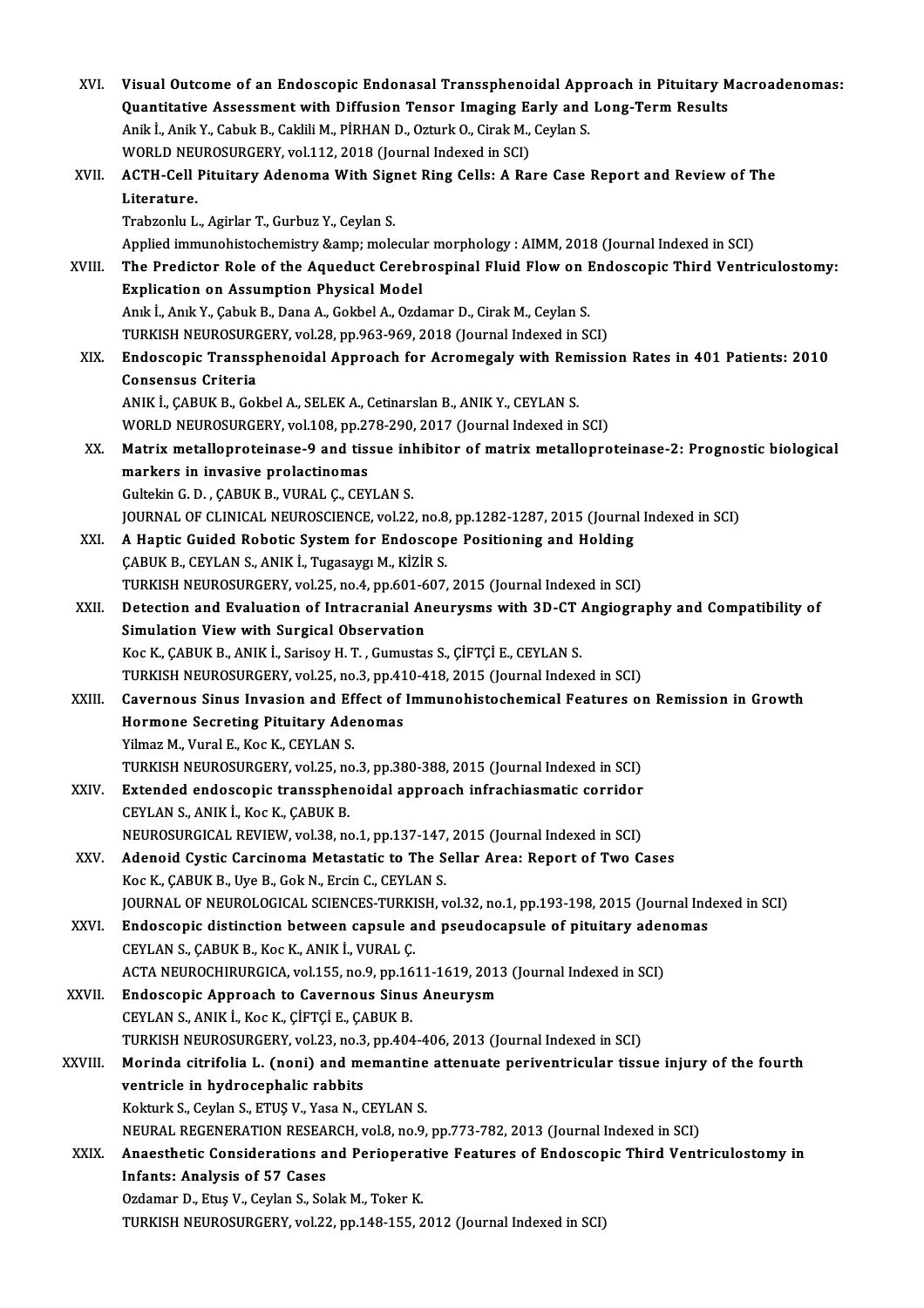XVI. **Visual Outcome of an Endoscopic Endonasal Transsphenoidal Approach in Pituitary Macroadenomas: Quantitative Assessment with Diffusion Tensor Imaging Early and Long-Term Results**
Anik İ., Anik Y., Cabuk B., Caklili M., PİRHAN D., Ozturk O., Cirak M., Ceylan S.
WORLD NEUROSURGERY, vol.112, 2018 (Journal Indexed in SCI)

XVII. **ACTH-Cell Pituitary Adenoma With Signet Ring Cells: A Rare Case Report and Review of The Literature.**
Trabzonlu L., Agirlar T., Gurbuz Y., Ceylan S.
Applied immunohistochemistry &amp; molecular morphology : AIMM, 2018 (Journal Indexed in SCI)

XVIII. **The Predictor Role of the Aqueduct Cerebrospinal Fluid Flow on Endoscopic Third Ventriculostomy: Explication on Assumption Physical Model**
Anık İ., Anık Y., Çabuk B., Dana A., Gokbel A., Ozdamar D., Cirak M., Ceylan S.
TURKISH NEUROSURGERY, vol.28, pp.963-969, 2018 (Journal Indexed in SCI)

XIX. **Endoscopic Transsphenoidal Approach for Acromegaly with Remission Rates in 401 Patients: 2010 Consensus Criteria**
ANIK İ., ÇABUK B., Gokbel A., SELEK A., Cetinarslan B., ANIK Y., CEYLAN S.
WORLD NEUROSURGERY, vol.108, pp.278-290, 2017 (Journal Indexed in SCI)

XX. **Matrix metalloproteinase-9 and tissue inhibitor of matrix metalloproteinase-2: Prognostic biological markers in invasive prolactinomas**
Gultekin G. D. , ÇABUK B., VURAL Ç., CEYLAN S.
JOURNAL OF CLINICAL NEUROSCIENCE, vol.22, no.8, pp.1282-1287, 2015 (Journal Indexed in SCI)

XXI. **A Haptic Guided Robotic System for Endoscope Positioning and Holding**
ÇABUK B., CEYLAN S., ANIK İ., Tugasaygı M., KİZİR S.
TURKISH NEUROSURGERY, vol.25, no.4, pp.601-607, 2015 (Journal Indexed in SCI)

XXII. **Detection and Evaluation of Intracranial Aneurysms with 3D-CT Angiography and Compatibility of Simulation View with Surgical Observation**
Koc K., ÇABUK B., ANIK İ., Sarisoy H. T. , Gumustas S., ÇİFTÇİ E., CEYLAN S.
TURKISH NEUROSURGERY, vol.25, no.3, pp.410-418, 2015 (Journal Indexed in SCI)

XXIII. **Cavernous Sinus Invasion and Effect of Immunohistochemical Features on Remission in Growth Hormone Secreting Pituitary Adenomas**
Yilmaz M., Vural E., Koc K., CEYLAN S.
TURKISH NEUROSURGERY, vol.25, no.3, pp.380-388, 2015 (Journal Indexed in SCI)

XXIV. **Extended endoscopic transsphenoidal approach infrachiasmatic corridor**
CEYLAN S., ANIK İ., Koc K., ÇABUK B.
NEUROSURGICAL REVIEW, vol.38, no.1, pp.137-147, 2015 (Journal Indexed in SCI)

XXV. **Adenoid Cystic Carcinoma Metastatic to The Sellar Area: Report of Two Cases**
Koc K., ÇABUK B., Uye B., Gok N., Ercin C., CEYLAN S.
JOURNAL OF NEUROLOGICAL SCIENCES-TURKISH, vol.32, no.1, pp.193-198, 2015 (Journal Indexed in SCI)

XXVI. **Endoscopic distinction between capsule and pseudocapsule of pituitary adenomas**
CEYLAN S., ÇABUK B., Koc K., ANIK İ., VURAL Ç.
ACTA NEUROCHIRURGICA, vol.155, no.9, pp.1611-1619, 2013 (Journal Indexed in SCI)

XXVII. **Endoscopic Approach to Cavernous Sinus Aneurysm**
CEYLAN S., ANIK İ., Koc K., ÇİFTÇİ E., ÇABUK B.
TURKISH NEUROSURGERY, vol.23, no.3, pp.404-406, 2013 (Journal Indexed in SCI)

XXVIII. **Morinda citrifolia L. (noni) and memantine attenuate periventricular tissue injury of the fourth ventricle in hydrocephalic rabbits**
Kokturk S., Ceylan S., ETUŞ V., Yasa N., CEYLAN S.
NEURAL REGENERATION RESEARCH, vol.8, no.9, pp.773-782, 2013 (Journal Indexed in SCI)

XXIX. **Anaesthetic Considerations and Perioperative Features of Endoscopic Third Ventriculostomy in Infants: Analysis of 57 Cases**
Ozdamar D., Etuş V., Ceylan S., Solak M., Toker K.
TURKISH NEUROSURGERY, vol.22, pp.148-155, 2012 (Journal Indexed in SCI)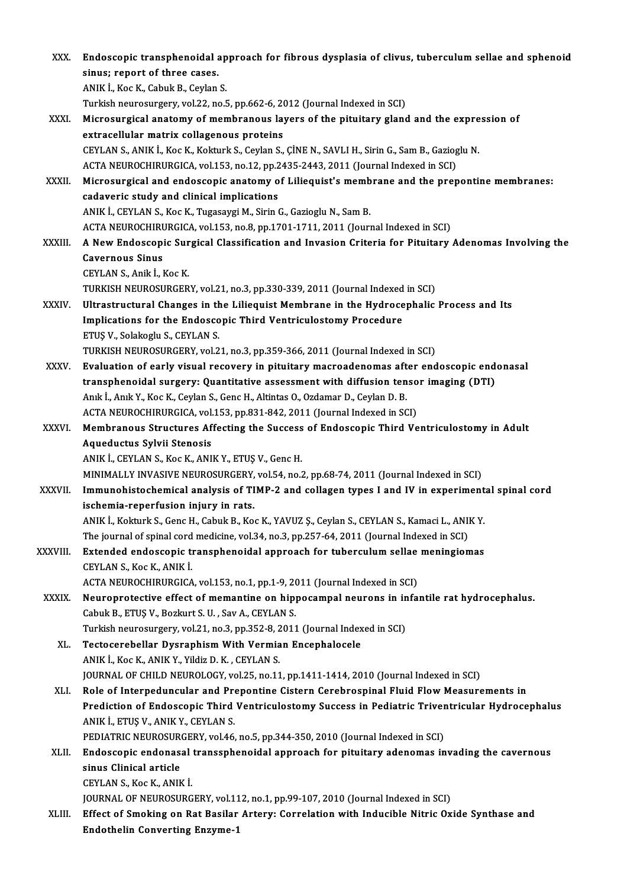XXX. **Endoscopic transphenoidal approach for fibrous dysplasia of clivus, tuberculum sellae and sphenoid sinus; report of three cases.**
ANIK İ., Koc K., Cabuk B., Ceylan S.
Turkish neurosurgery, vol.22, no.5, pp.662-6, 2012 (Journal Indexed in SCI)

XXXI. **Microsurgical anatomy of membranous layers of the pituitary gland and the expression of extracellular matrix collagenous proteins**
CEYLAN S., ANIK İ., Koc K., Kokturk S., Ceylan S., ÇİNE N., SAVLI H., Sirin G., Sam B., Gazioglu N.
ACTA NEUROCHIRURGICA, vol.153, no.12, pp.2435-2443, 2011 (Journal Indexed in SCI)

XXXII. **Microsurgical and endoscopic anatomy of Liliequist's membrane and the prepontine membranes: cadaveric study and clinical implications**
ANIK İ., CEYLAN S., Koc K., Tugasaygi M., Sirin G., Gazioglu N., Sam B.
ACTA NEUROCHIRURGICA, vol.153, no.8, pp.1701-1711, 2011 (Journal Indexed in SCI)

XXXIII. **A New Endoscopic Surgical Classification and Invasion Criteria for Pituitary Adenomas Involving the Cavernous Sinus**
CEYLAN S., Anik İ., Koc K.
TURKISH NEUROSURGERY, vol.21, no.3, pp.330-339, 2011 (Journal Indexed in SCI)

XXXIV. **Ultrastructural Changes in the Liliequist Membrane in the Hydrocephalic Process and Its Implications for the Endoscopic Third Ventriculostomy Procedure**
ETUŞ V., Solakoglu S., CEYLAN S.
TURKISH NEUROSURGERY, vol.21, no.3, pp.359-366, 2011 (Journal Indexed in SCI)

XXXV. **Evaluation of early visual recovery in pituitary macroadenomas after endoscopic endonasal transphenoidal surgery: Quantitative assessment with diffusion tensor imaging (DTI)**
Anık İ., Anık Y., Koc K., Ceylan S., Genc H., Altintas O., Ozdamar D., Ceylan D. B.
ACTA NEUROCHIRURGICA, vol.153, pp.831-842, 2011 (Journal Indexed in SCI)

XXXVI. **Membranous Structures Affecting the Success of Endoscopic Third Ventriculostomy in Adult Aqueductus Sylvii Stenosis**
ANIK İ., CEYLAN S., Koc K., ANIK Y., ETUŞ V., Genc H.
MINIMALLY INVASIVE NEUROSURGERY, vol.54, no.2, pp.68-74, 2011 (Journal Indexed in SCI)

XXXVII. **Immunohistochemical analysis of TIMP-2 and collagen types I and IV in experimental spinal cord ischemia-reperfusion injury in rats.**
ANIK İ., Kokturk S., Genc H., Cabuk B., Koc K., YAVUZ Ş., Ceylan S., CEYLAN S., Kamaci L., ANIK Y.
The journal of spinal cord medicine, vol.34, no.3, pp.257-64, 2011 (Journal Indexed in SCI)

XXXVIII. **Extended endoscopic transphenoidal approach for tuberculum sellae meningiomas**
CEYLAN S., Koc K., ANIK İ.
ACTA NEUROCHIRURGICA, vol.153, no.1, pp.1-9, 2011 (Journal Indexed in SCI)

XXXIX. **Neuroprotective effect of memantine on hippocampal neurons in infantile rat hydrocephalus.**
Cabuk B., ETUŞ V., Bozkurt S. U. , Sav A., CEYLAN S.
Turkish neurosurgery, vol.21, no.3, pp.352-8, 2011 (Journal Indexed in SCI)

XL. **Tectocerebellar Dysraphism With Vermian Encephalocele**
ANIK İ., Koc K., ANIK Y., Yildiz D. K. , CEYLAN S.
JOURNAL OF CHILD NEUROLOGY, vol.25, no.11, pp.1411-1414, 2010 (Journal Indexed in SCI)

XLI. **Role of Interpeduncular and Prepontine Cistern Cerebrospinal Fluid Flow Measurements in Prediction of Endoscopic Third Ventriculostomy Success in Pediatric Triventricular Hydrocephalus**
ANIK İ., ETUŞ V., ANIK Y., CEYLAN S.
PEDIATRIC NEUROSURGERY, vol.46, no.5, pp.344-350, 2010 (Journal Indexed in SCI)

XLII. **Endoscopic endonasal transsphenoidal approach for pituitary adenomas invading the cavernous sinus Clinical article**
CEYLAN S., Koc K., ANIK İ.
JOURNAL OF NEUROSURGERY, vol.112, no.1, pp.99-107, 2010 (Journal Indexed in SCI)

XLIII. **Effect of Smoking on Rat Basilar Artery: Correlation with Inducible Nitric Oxide Synthase and Endothelin Converting Enzyme-1**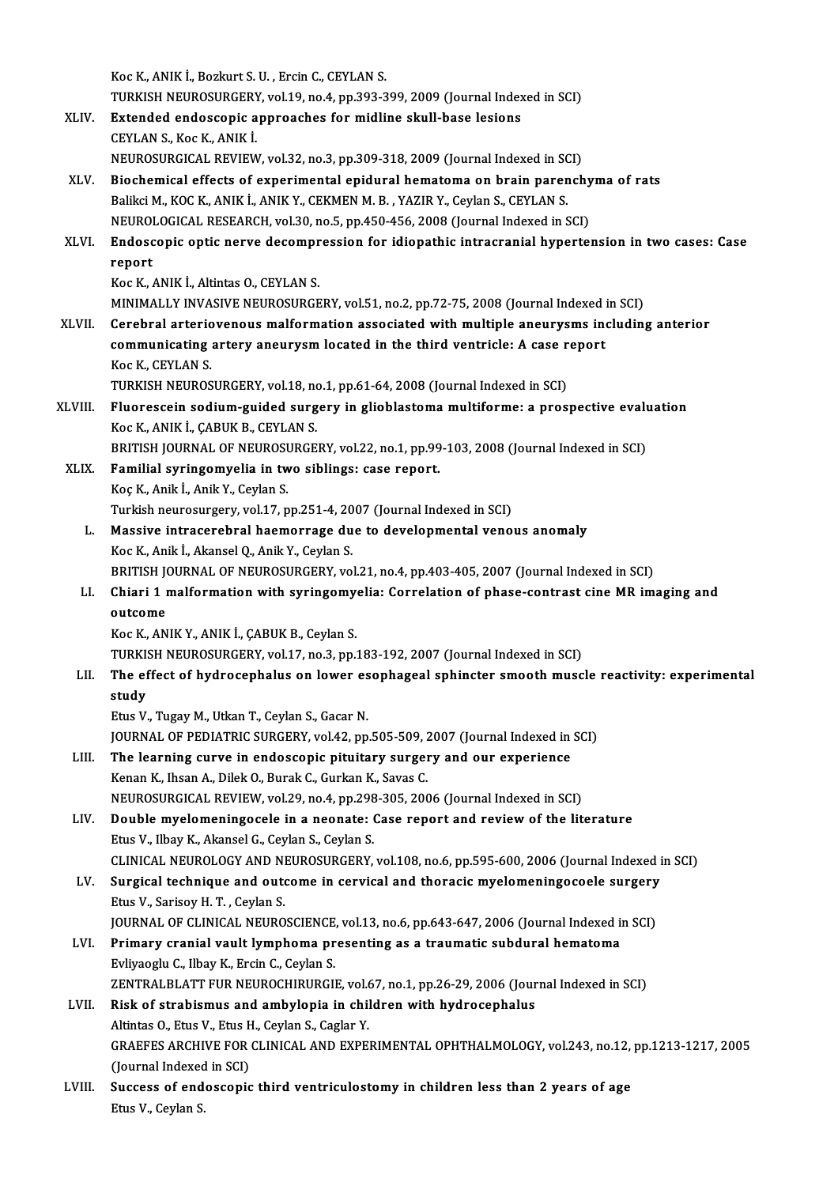Koc K., ANIK İ., Bozkurt S. U. , Ercin C., CEYLAN S.
TURKISH NEUROSURGERY, vol.19, no.4, pp.393-399, 2009 (Journal Indexed in SCI)

XLIV. **Extended endoscopic approaches for midline skull-base lesions**
CEYLAN S., Koc K., ANIK İ.
NEUROSURGICAL REVIEW, vol.32, no.3, pp.309-318, 2009 (Journal Indexed in SCI)

XLV. **Biochemical effects of experimental epidural hematoma on brain parenchyma of rats**
Balikci M., KOC K., ANIK İ., ANIK Y., CEKMEN M. B. , YAZIR Y., Ceylan S., CEYLAN S.
NEUROLOGICAL RESEARCH, vol.30, no.5, pp.450-456, 2008 (Journal Indexed in SCI)

XLVI. **Endoscopic optic nerve decompression for idiopathic intracranial hypertension in two cases: Case report**
Koc K., ANIK İ., Altintas O., CEYLAN S.
MINIMALLY INVASIVE NEUROSURGERY, vol.51, no.2, pp.72-75, 2008 (Journal Indexed in SCI)

XLVII. **Cerebral arteriovenous malformation associated with multiple aneurysms including anterior communicating artery aneurysm located in the third ventricle: A case report**
Koc K., CEYLAN S.
TURKISH NEUROSURGERY, vol.18, no.1, pp.61-64, 2008 (Journal Indexed in SCI)

XLVIII. **Fluorescein sodium-guided surgery in glioblastoma multiforme: a prospective evaluation**
Koc K., ANIK İ., ÇABUK B., CEYLAN S.
BRITISH JOURNAL OF NEUROSURGERY, vol.22, no.1, pp.99-103, 2008 (Journal Indexed in SCI)

XLIX. **Familial syringomyelia in two siblings: case report.**
Koç K., Anik İ., Anik Y., Ceylan S.
Turkish neurosurgery, vol.17, pp.251-4, 2007 (Journal Indexed in SCI)

L. **Massive intracerebral haemorrage due to developmental venous anomaly**
Koc K., Anik İ., Akansel Q., Anik Y., Ceylan S.
BRITISH JOURNAL OF NEUROSURGERY, vol.21, no.4, pp.403-405, 2007 (Journal Indexed in SCI)

LI. **Chiari 1 malformation with syringomyelia: Correlation of phase-contrast cine MR imaging and outcome**
Koc K., ANIK Y., ANIK İ., ÇABUK B., Ceylan S.
TURKISH NEUROSURGERY, vol.17, no.3, pp.183-192, 2007 (Journal Indexed in SCI)

LII. **The effect of hydrocephalus on lower esophageal sphincter smooth muscle reactivity: experimental study**
Etus V., Tugay M., Utkan T., Ceylan S., Gacar N.
JOURNAL OF PEDIATRIC SURGERY, vol.42, pp.505-509, 2007 (Journal Indexed in SCI)

LIII. **The learning curve in endoscopic pituitary surgery and our experience**
Kenan K., Ihsan A., Dilek O., Burak C., Gurkan K., Savas C.
NEUROSURGICAL REVIEW, vol.29, no.4, pp.298-305, 2006 (Journal Indexed in SCI)

LIV. **Double myelomeningocele in a neonate: Case report and review of the literature**
Etus V., Ilbay K., Akansel G., Ceylan S., Ceylan S.
CLINICAL NEUROLOGY AND NEUROSURGERY, vol.108, no.6, pp.595-600, 2006 (Journal Indexed in SCI)

LV. **Surgical technique and outcome in cervical and thoracic myelomeningocoele surgery**
Etus V., Sarisoy H. T. , Ceylan S.
JOURNAL OF CLINICAL NEUROSCIENCE, vol.13, no.6, pp.643-647, 2006 (Journal Indexed in SCI)

LVI. **Primary cranial vault lymphoma presenting as a traumatic subdural hematoma**
Evliyaoglu C., Ilbay K., Ercin C., Ceylan S.
ZENTRALBLATT FUR NEUROCHIRURGIE, vol.67, no.1, pp.26-29, 2006 (Journal Indexed in SCI)

LVII. **Risk of strabismus and ambylopia in children with hydrocephalus**
Altintas O., Etus V., Etus H., Ceylan S., Caglar Y.
GRAEFES ARCHIVE FOR CLINICAL AND EXPERIMENTAL OPHTHALMOLOGY, vol.243, no.12, pp.1213-1217, 2005 (Journal Indexed in SCI)

LVIII. **Success of endoscopic third ventriculostomy in children less than 2 years of age**
Etus V., Ceylan S.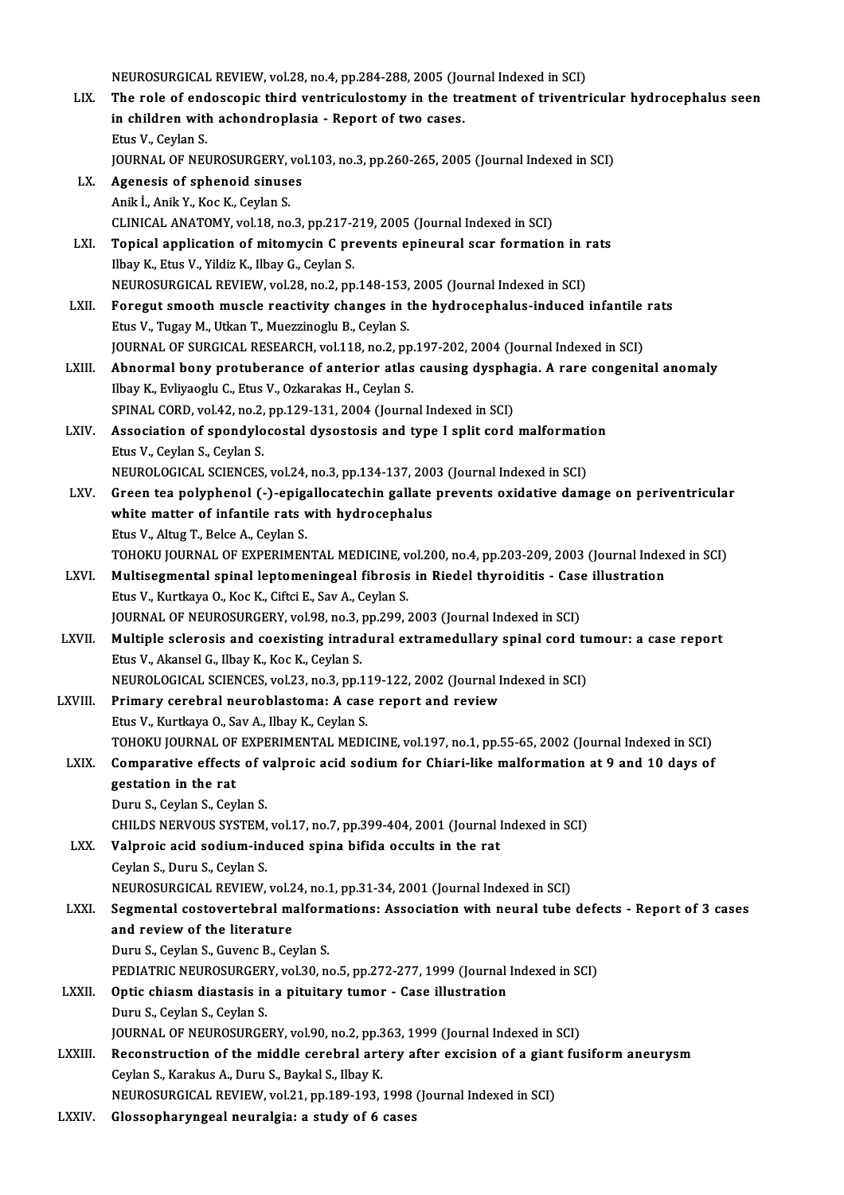NEUROSURGICAL REVIEW, vol.28, no.4, pp.284-288, 2005 (Journal Indexed in SCI)

LIX. **The role of endoscopic third ventriculostomy in the treatment of triventricular hydrocephalus seen in children with achondroplasia - Report of two cases.**
Etus V., Ceylan S.
JOURNAL OF NEUROSURGERY, vol.103, no.3, pp.260-265, 2005 (Journal Indexed in SCI)

LX. **Agenesis of sphenoid sinuses**
Anik İ., Anik Y., Koc K., Ceylan S.
CLINICAL ANATOMY, vol.18, no.3, pp.217-219, 2005 (Journal Indexed in SCI)

LXI. **Topical application of mitomycin C prevents epineural scar formation in rats**
Ilbay K., Etus V., Yildiz K., Ilbay G., Ceylan S.
NEUROSURGICAL REVIEW, vol.28, no.2, pp.148-153, 2005 (Journal Indexed in SCI)

LXII. **Foregut smooth muscle reactivity changes in the hydrocephalus-induced infantile rats**
Etus V., Tugay M., Utkan T., Muezzinoglu B., Ceylan S.
JOURNAL OF SURGICAL RESEARCH, vol.118, no.2, pp.197-202, 2004 (Journal Indexed in SCI)

LXIII. **Abnormal bony protuberance of anterior atlas causing dysphagia. A rare congenital anomaly**
Ilbay K., Evliyaoglu C., Etus V., Ozkarakas H., Ceylan S.
SPINAL CORD, vol.42, no.2, pp.129-131, 2004 (Journal Indexed in SCI)

LXIV. **Association of spondylocostal dysostosis and type I split cord malformation**
Etus V., Ceylan S., Ceylan S.
NEUROLOGICAL SCIENCES, vol.24, no.3, pp.134-137, 2003 (Journal Indexed in SCI)

LXV. **Green tea polyphenol (-)-epigallocatechin gallate prevents oxidative damage on periventricular white matter of infantile rats with hydrocephalus**
Etus V., Altug T., Belce A., Ceylan S.
TOHOKU JOURNAL OF EXPERIMENTAL MEDICINE, vol.200, no.4, pp.203-209, 2003 (Journal Indexed in SCI)

LXVI. **Multisegmental spinal leptomeningeal fibrosis in Riedel thyroiditis - Case illustration**
Etus V., Kurtkaya O., Koc K., Ciftci E., Sav A., Ceylan S.
JOURNAL OF NEUROSURGERY, vol.98, no.3, pp.299, 2003 (Journal Indexed in SCI)

LXVII. **Multiple sclerosis and coexisting intradural extramedullary spinal cord tumour: a case report**
Etus V., Akansel G., Ilbay K., Koc K., Ceylan S.
NEUROLOGICAL SCIENCES, vol.23, no.3, pp.119-122, 2002 (Journal Indexed in SCI)

LXVIII. **Primary cerebral neuroblastoma: A case report and review**
Etus V., Kurtkaya O., Sav A., Ilbay K., Ceylan S.
TOHOKU JOURNAL OF EXPERIMENTAL MEDICINE, vol.197, no.1, pp.55-65, 2002 (Journal Indexed in SCI)

LXIX. **Comparative effects of valproic acid sodium for Chiari-like malformation at 9 and 10 days of gestation in the rat**
Duru S., Ceylan S., Ceylan S.
CHILDS NERVOUS SYSTEM, vol.17, no.7, pp.399-404, 2001 (Journal Indexed in SCI)

LXX. **Valproic acid sodium-induced spina bifida occults in the rat**
Ceylan S., Duru S., Ceylan S.
NEUROSURGICAL REVIEW, vol.24, no.1, pp.31-34, 2001 (Journal Indexed in SCI)

LXXI. **Segmental costovertebral malformations: Association with neural tube defects - Report of 3 cases and review of the literature**
Duru S., Ceylan S., Guvenc B., Ceylan S.
PEDIATRIC NEUROSURGERY, vol.30, no.5, pp.272-277, 1999 (Journal Indexed in SCI)

LXXII. **Optic chiasm diastasis in a pituitary tumor - Case illustration**
Duru S., Ceylan S., Ceylan S.
JOURNAL OF NEUROSURGERY, vol.90, no.2, pp.363, 1999 (Journal Indexed in SCI)

LXXIII. **Reconstruction of the middle cerebral artery after excision of a giant fusiform aneurysm**
Ceylan S., Karakus A., Duru S., Baykal S., Ilbay K.
NEUROSURGICAL REVIEW, vol.21, pp.189-193, 1998 (Journal Indexed in SCI)

LXXIV. **Glossopharyngeal neuralgia: a study of 6 cases**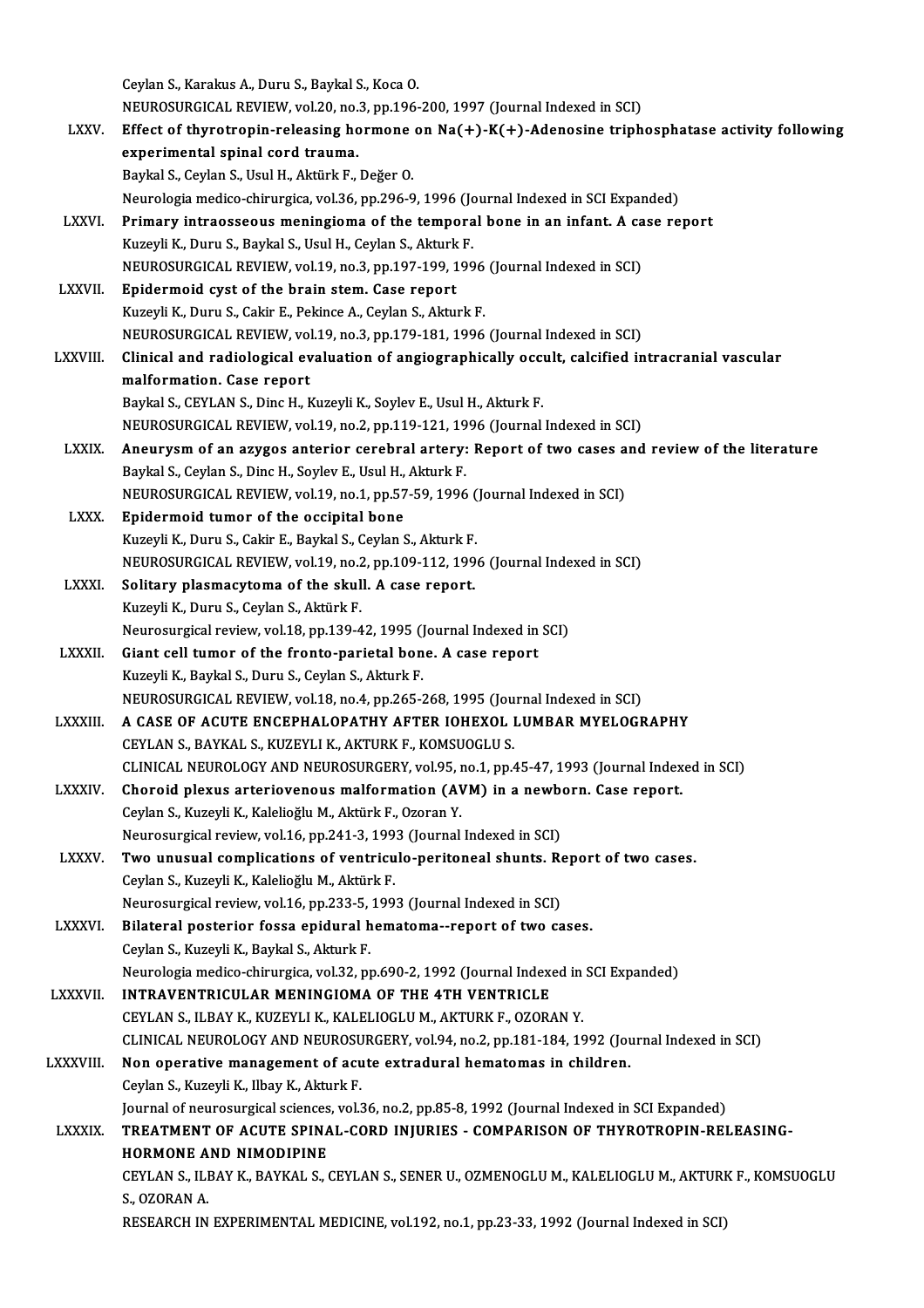Ceylan S., Karakus A., Duru S., Baykal S., Koca O.
NEUROSURGICAL REVIEW, vol.20, no.3, pp.196-200, 1997 (Journal Indexed in SCI)

LXXV. **Effect of thyrotropin-releasing hormone on Na(+)-K(+)-Adenosine triphosphatase activity following experimental spinal cord trauma.**
Baykal S., Ceylan S., Usul H., Aktürk F., Değer O.
Neurologia medico-chirurgica, vol.36, pp.296-9, 1996 (Journal Indexed in SCI Expanded)

LXXVI. **Primary intraosseous meningioma of the temporal bone in an infant. A case report**
Kuzeyli K., Duru S., Baykal S., Usul H., Ceylan S., Akturk F.
NEUROSURGICAL REVIEW, vol.19, no.3, pp.197-199, 1996 (Journal Indexed in SCI)

LXXVII. **Epidermoid cyst of the brain stem. Case report**
Kuzeyli K., Duru S., Cakir E., Pekince A., Ceylan S., Akturk F.
NEUROSURGICAL REVIEW, vol.19, no.3, pp.179-181, 1996 (Journal Indexed in SCI)

LXXVIII. **Clinical and radiological evaluation of angiographically occult, calcified intracranial vascular malformation. Case report**
Baykal S., CEYLAN S., Dinc H., Kuzeyli K., Soylev E., Usul H., Akturk F.
NEUROSURGICAL REVIEW, vol.19, no.2, pp.119-121, 1996 (Journal Indexed in SCI)

LXXIX. **Aneurysm of an azygos anterior cerebral artery: Report of two cases and review of the literature**
Baykal S., Ceylan S., Dinc H., Soylev E., Usul H., Akturk F.
NEUROSURGICAL REVIEW, vol.19, no.1, pp.57-59, 1996 (Journal Indexed in SCI)

LXXX. **Epidermoid tumor of the occipital bone**
Kuzeyli K., Duru S., Cakir E., Baykal S., Ceylan S., Akturk F.
NEUROSURGICAL REVIEW, vol.19, no.2, pp.109-112, 1996 (Journal Indexed in SCI)

LXXXI. **Solitary plasmacytoma of the skull. A case report.**
Kuzeyli K., Duru S., Ceylan S., Aktürk F.
Neurosurgical review, vol.18, pp.139-42, 1995 (Journal Indexed in SCI)

LXXXII. **Giant cell tumor of the fronto-parietal bone. A case report**
Kuzeyli K., Baykal S., Duru S., Ceylan S., Akturk F.
NEUROSURGICAL REVIEW, vol.18, no.4, pp.265-268, 1995 (Journal Indexed in SCI)

LXXXIII. **A CASE OF ACUTE ENCEPHALOPATHY AFTER IOHEXOL LUMBAR MYELOGRAPHY**
CEYLAN S., BAYKAL S., KUZEYLI K., AKTURK F., KOMSUOGLU S.
CLINICAL NEUROLOGY AND NEUROSURGERY, vol.95, no.1, pp.45-47, 1993 (Journal Indexed in SCI)

LXXXIV. **Choroid plexus arteriovenous malformation (AVM) in a newborn. Case report.**
Ceylan S., Kuzeyli K., Kalelioğlu M., Aktürk F., Ozoran Y.
Neurosurgical review, vol.16, pp.241-3, 1993 (Journal Indexed in SCI)

LXXXV. **Two unusual complications of ventriculo-peritoneal shunts. Report of two cases.**
Ceylan S., Kuzeyli K., Kalelioğlu M., Aktürk F.
Neurosurgical review, vol.16, pp.233-5, 1993 (Journal Indexed in SCI)

LXXXVI. **Bilateral posterior fossa epidural hematoma--report of two cases.**
Ceylan S., Kuzeyli K., Baykal S., Akturk F.
Neurologia medico-chirurgica, vol.32, pp.690-2, 1992 (Journal Indexed in SCI Expanded)

LXXXVII. **INTRAVENTRICULAR MENINGIOMA OF THE 4TH VENTRICLE**
CEYLAN S., ILBAY K., KUZEYLI K., KALELIOGLU M., AKTURK F., OZORAN Y.
CLINICAL NEUROLOGY AND NEUROSURGERY, vol.94, no.2, pp.181-184, 1992 (Journal Indexed in SCI)

LXXXVIII. **Non operative management of acute extradural hematomas in children.**
Ceylan S., Kuzeyli K., Ilbay K., Akturk F.
Journal of neurosurgical sciences, vol.36, no.2, pp.85-8, 1992 (Journal Indexed in SCI Expanded)

LXXXIX. **TREATMENT OF ACUTE SPINAL-CORD INJURIES - COMPARISON OF THYROTROPIN-RELEASING-HORMONE AND NIMODIPINE**
CEYLAN S., ILBAY K., BAYKAL S., CEYLAN S., SENER U., OZMENOGLU M., KALELIOGLU M., AKTURK F., KOMSUOGLU S., OZORAN A.
RESEARCH IN EXPERIMENTAL MEDICINE, vol.192, no.1, pp.23-33, 1992 (Journal Indexed in SCI)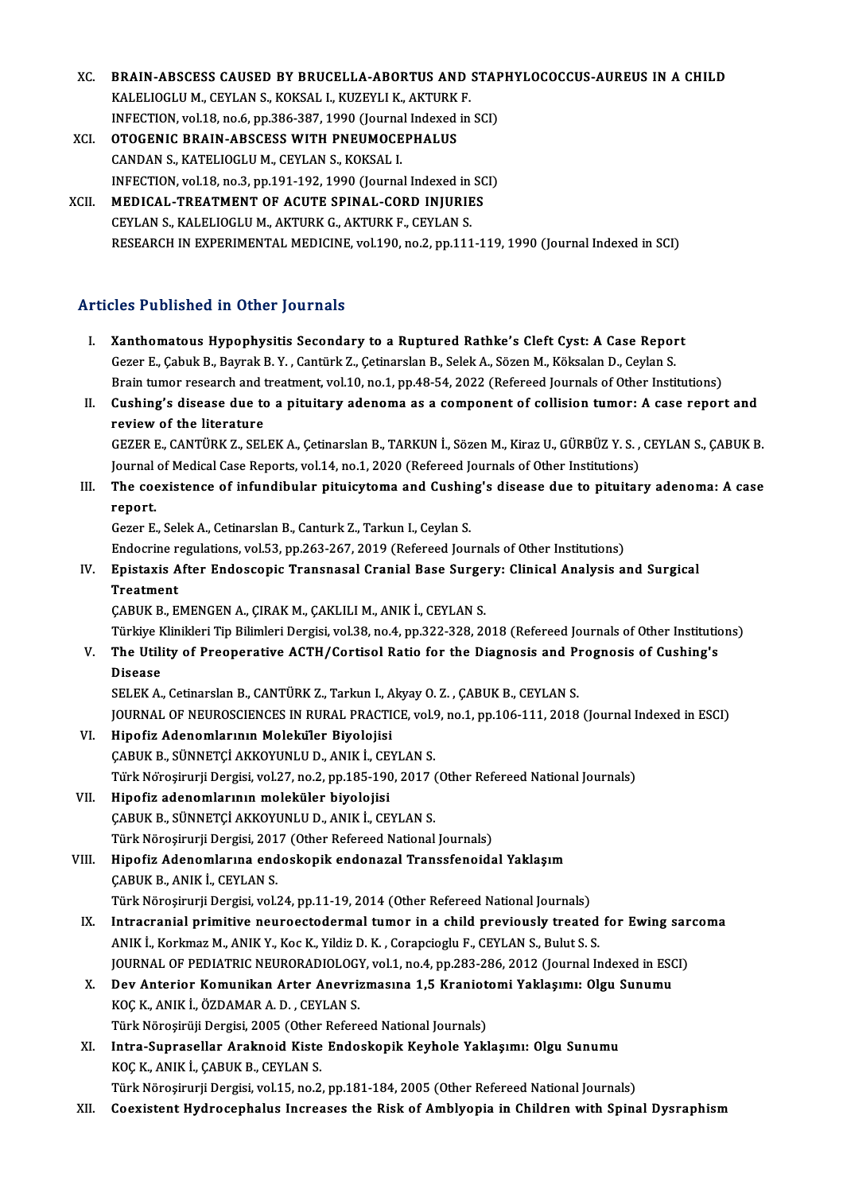XC. **BRAIN-ABSCESS CAUSED BY BRUCELLA-ABORTUS AND STAPHYLOCOCCUS-AUREUS IN A CHILD**
KALELIOGLU M., CEYLAN S., KOKSAL I., KUZEYLI K., AKTURK F.
INFECTION, vol.18, no.6, pp.386-387, 1990 (Journal Indexed in SCI)

XCI. **OTOGENIC BRAIN-ABSCESS WITH PNEUMOCEPHALUS**
CANDAN S., KATELIOGLU M., CEYLAN S., KOKSAL I.
INFECTION, vol.18, no.3, pp.191-192, 1990 (Journal Indexed in SCI)

XCII. **MEDICAL-TREATMENT OF ACUTE SPINAL-CORD INJURIES**
CEYLAN S., KALELIOGLU M., AKTURK G., AKTURK F., CEYLAN S.
RESEARCH IN EXPERIMENTAL MEDICINE, vol.190, no.2, pp.111-119, 1990 (Journal Indexed in SCI)

## Articles Published in Other Journals

I. **Xanthomatous Hypophysitis Secondary to a Ruptured Rathke's Cleft Cyst: A Case Report**
Gezer E., Çabuk B., Bayrak B. Y. , Cantürk Z., Çetinarslan B., Selek A., Sözen M., Köksalan D., Ceylan S.
Brain tumor research and treatment, vol.10, no.1, pp.48-54, 2022 (Refereed Journals of Other Institutions)

II. **Cushing's disease due to a pituitary adenoma as a component of collision tumor: A case report and review of the literature**
GEZER E., CANTÜRK Z., SELEK A., Çetinarslan B., TARKUN İ., Sözen M., Kiraz U., GÜRBÜZ Y. S. , CEYLAN S., ÇABUK B.
Journal of Medical Case Reports, vol.14, no.1, 2020 (Refereed Journals of Other Institutions)

III. **The coexistence of infundibular pituicytoma and Cushing's disease due to pituitary adenoma: A case report.**
Gezer E., Selek A., Cetinarslan B., Canturk Z., Tarkun I., Ceylan S.
Endocrine regulations, vol.53, pp.263-267, 2019 (Refereed Journals of Other Institutions)

IV. **Epistaxis After Endoscopic Transnasal Cranial Base Surgery: Clinical Analysis and Surgical Treatment**
ÇABUK B., EMENGEN A., ÇIRAK M., ÇAKLILI M., ANIK İ., CEYLAN S.
Türkiye Klinikleri Tip Bilimleri Dergisi, vol.38, no.4, pp.322-328, 2018 (Refereed Journals of Other Institutions)

V. **The Utility of Preoperative ACTH/Cortisol Ratio for the Diagnosis and Prognosis of Cushing's Disease**
SELEK A., Cetinarslan B., CANTÜRK Z., Tarkun I., Akyay O. Z. , ÇABUK B., CEYLAN S.
JOURNAL OF NEUROSCIENCES IN RURAL PRACTICE, vol.9, no.1, pp.106-111, 2018 (Journal Indexed in ESCI)

VI. **Hipofiz Adenomlarının Moleküler Biyolojisi**
ÇABUK B., SÜNNETÇİ AKKOYUNLU D., ANIK İ., CEYLAN S.
Türk Nöroşirurji Dergisi, vol.27, no.2, pp.185-190, 2017 (Other Refereed National Journals)

VII. **Hipofiz adenomlarının moleküler biyolojisi**
ÇABUK B., SÜNNETÇİ AKKOYUNLU D., ANIK İ., CEYLAN S.
Türk Nöroşirurji Dergisi, 2017 (Other Refereed National Journals)

VIII. **Hipofiz Adenomlarına endoskopik endonazal Transsfenoidal Yaklaşım**
ÇABUK B., ANIK İ., CEYLAN S.
Türk Nöroşirurji Dergisi, vol.24, pp.11-19, 2014 (Other Refereed National Journals)

IX. **Intracranial primitive neuroectodermal tumor in a child previously treated for Ewing sarcoma**
ANIK İ., Korkmaz M., ANIK Y., Koc K., Yildiz D. K. , Corapcioglu F., CEYLAN S., Bulut S. S.
JOURNAL OF PEDIATRIC NEURORADIOLOGY, vol.1, no.4, pp.283-286, 2012 (Journal Indexed in ESCI)

X. **Dev Anterior Komunikan Arter Anevrizmasına 1,5 Kraniotomi Yaklaşımı: Olgu Sunumu**
KOÇ K., ANIK İ., ÖZDAMAR A. D. , CEYLAN S.
Türk Nöroşirüji Dergisi, 2005 (Other Refereed National Journals)

XI. **Intra-Suprasellar Araknoid Kiste Endoskopik Keyhole Yaklaşımı: Olgu Sunumu**
KOÇ K., ANIK İ., ÇABUK B., CEYLAN S.
Türk Nöroşirurji Dergisi, vol.15, no.2, pp.181-184, 2005 (Other Refereed National Journals)

XII. **Coexistent Hydrocephalus Increases the Risk of Amblyopia in Children with Spinal Dysraphism**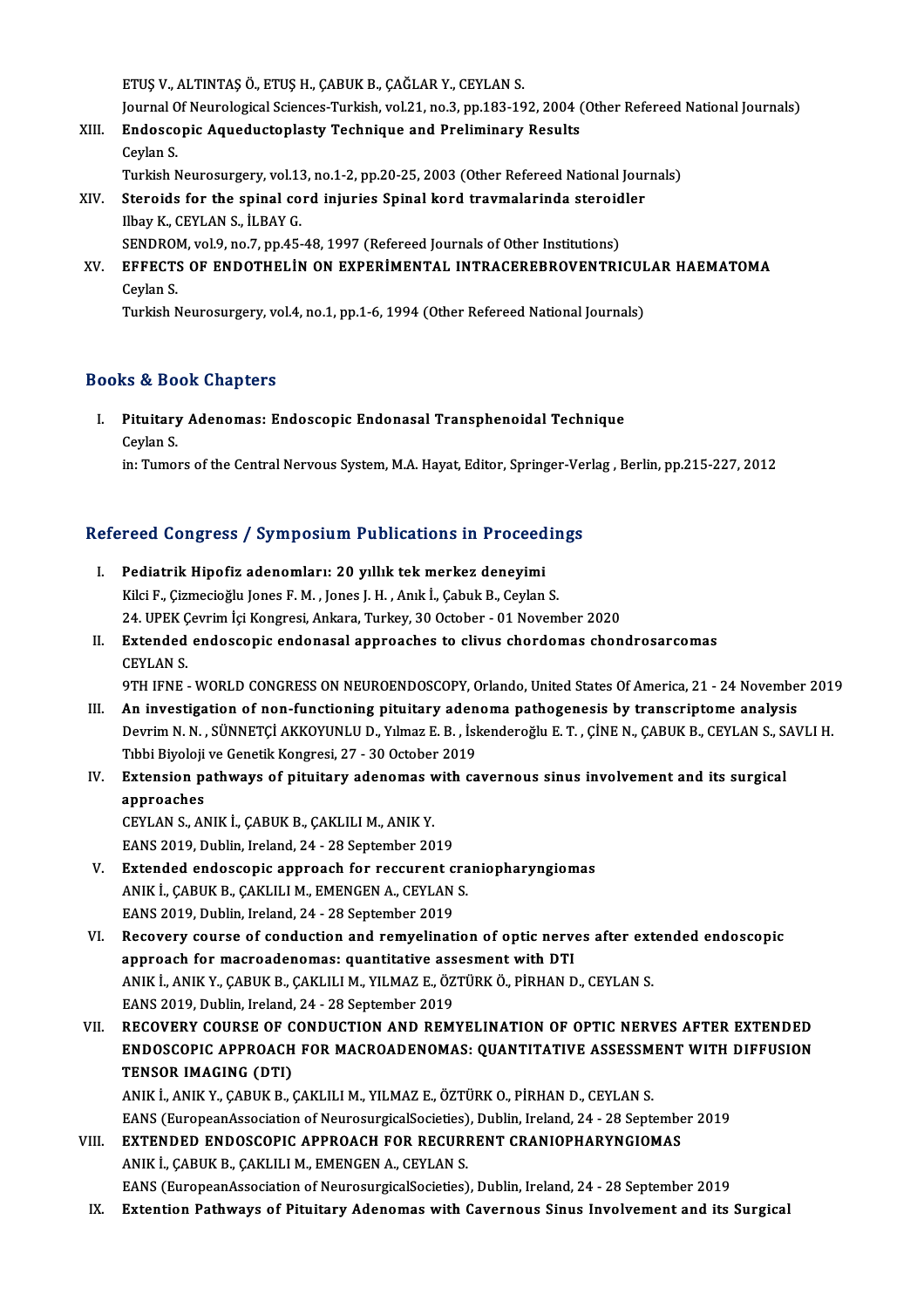ETUŞ V., ALTINTAŞ Ö., ETUŞ H., ÇABUK B., ÇAĞLAR Y., CEYLAN S.
Journal Of Neurological Sciences-Turkish, vol.21, no.3, pp.183-192, 2004 (Other Refereed National Journals)

XIII. **Endoscopic Aqueductoplasty Technique and Preliminary Results**
Ceylan S.
Turkish Neurosurgery, vol.13, no.1-2, pp.20-25, 2003 (Other Refereed National Journals)

XIV. **Steroids for the spinal cord injuries Spinal kord travmalarinda steroidler**
Ilbay K., CEYLAN S., İLBAY G.
SENDROM, vol.9, no.7, pp.45-48, 1997 (Refereed Journals of Other Institutions)

XV. **EFFECTS OF ENDOTHELİN ON EXPERİMENTAL INTRACEREBROVENTRICULAR HAEMATOMA**
Ceylan S.
Turkish Neurosurgery, vol.4, no.1, pp.1-6, 1994 (Other Refereed National Journals)

## Books & Book Chapters

I. **Pituitary Adenomas: Endoscopic Endonasal Transphenoidal Technique**
Ceylan S.
in: Tumors of the Central Nervous System, M.A. Hayat, Editor, Springer-Verlag , Berlin, pp.215-227, 2012

## Refereed Congress / Symposium Publications in Proceedings

I. **Pediatrik Hipofiz adenomları: 20 yıllık tek merkez deneyimi**
Kilci F., Çizmecioğlu Jones F. M. , Jones J. H. , Anık İ., Çabuk B., Ceylan S.
24. UPEK Çevrim İçi Kongresi, Ankara, Turkey, 30 October - 01 November 2020

II. **Extended endoscopic endonasal approaches to clivus chordomas chondrosarcomas**
CEYLAN S.
9TH IFNE - WORLD CONGRESS ON NEUROENDOSCOPY, Orlando, United States Of America, 21 - 24 November 2019

III. **An investigation of non-functioning pituitary adenoma pathogenesis by transcriptome analysis**
Devrim N. N. , SÜNNETÇİ AKKOYUNLU D., Yılmaz E. B. , İskenderoğlu E. T. , ÇİNE N., ÇABUK B., CEYLAN S., SAVLI H.
Tıbbi Biyoloji ve Genetik Kongresi, 27 - 30 October 2019

IV. **Extension pathways of pituitary adenomas with cavernous sinus involvement and its surgical approaches**
CEYLAN S., ANIK İ., ÇABUK B., ÇAKLILI M., ANIK Y.
EANS 2019, Dublin, Ireland, 24 - 28 September 2019

V. **Extended endoscopic approach for reccurent craniopharyngiomas**
ANIK İ., ÇABUK B., ÇAKLILI M., EMENGEN A., CEYLAN S.
EANS 2019, Dublin, Ireland, 24 - 28 September 2019

VI. **Recovery course of conduction and remyelination of optic nerves after extended endoscopic approach for macroadenomas: quantitative assesment with DTI**
ANIK İ., ANIK Y., ÇABUK B., ÇAKLILI M., YILMAZ E., ÖZTÜRK Ö., PİRHAN D., CEYLAN S.
EANS 2019, Dublin, Ireland, 24 - 28 September 2019

VII. **RECOVERY COURSE OF CONDUCTION AND REMYELINATION OF OPTIC NERVES AFTER EXTENDED ENDOSCOPIC APPROACH FOR MACROADENOMAS: QUANTITATIVE ASSESSMENT WITH DIFFUSION TENSOR IMAGING (DTI)**
ANIK İ., ANIK Y., ÇABUK B., ÇAKLILI M., YILMAZ E., ÖZTÜRK O., PİRHAN D., CEYLAN S.
EANS (EuropeanAssociation of NeurosurgicalSocieties), Dublin, Ireland, 24 - 28 September 2019

VIII. **EXTENDED ENDOSCOPIC APPROACH FOR RECURRENT CRANIOPHARYNGIOMAS**
ANIK İ., ÇABUK B., ÇAKLILI M., EMENGEN A., CEYLAN S.
EANS (EuropeanAssociation of NeurosurgicalSocieties), Dublin, Ireland, 24 - 28 September 2019

IX. **Extention Pathways of Pituitary Adenomas with Cavernous Sinus Involvement and its Surgical**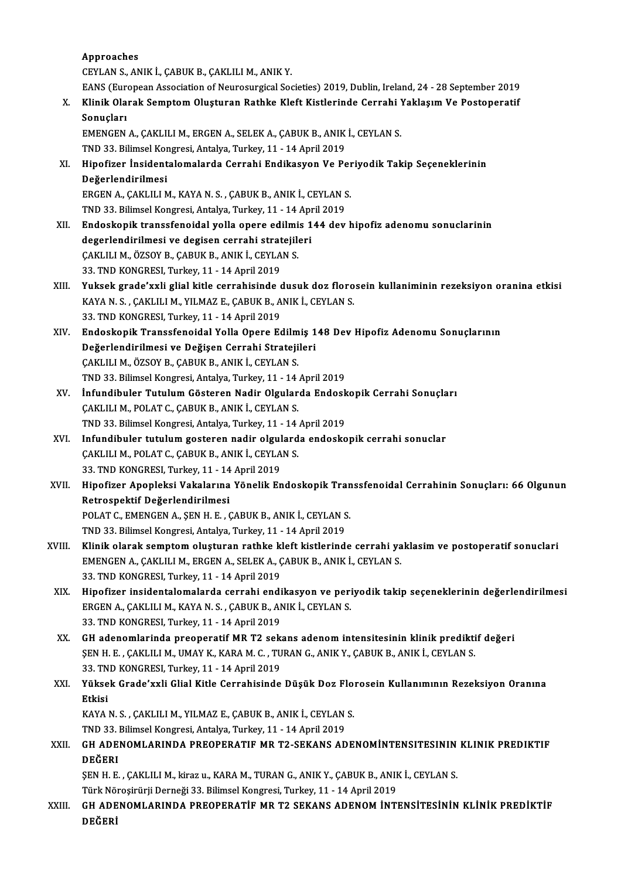Approaches
CEYLAN S., ANIK İ., ÇABUK B., ÇAKLILI M., ANIK Y.
EANS (European Association of Neurosurgical Societies) 2019, Dublin, Ireland, 24 - 28 September 2019

X. **Klinik Olarak Semptom Oluşturan Rathke Kleft Kistlerinde Cerrahi Yaklaşım Ve Postoperatif Sonuçları**
EMENGEN A., ÇAKLILI M., ERGEN A., SELEK A., ÇABUK B., ANIK İ., CEYLAN S.
TND 33. Bilimsel Kongresi, Antalya, Turkey, 11 - 14 April 2019

XI. **Hipofizer İnsidentalomalarda Cerrahi Endikasyon Ve Periyodik Takip Seçeneklerinin Değerlendirilmesi**
ERGEN A., ÇAKLILI M., KAYA N. S. , ÇABUK B., ANIK İ., CEYLAN S.
TND 33. Bilimsel Kongresi, Antalya, Turkey, 11 - 14 April 2019

XII. **Endoskopik transsfenoidal yolla opere edilmis 144 dev hipofiz adenomu sonuclarinin degerlendirilmesi ve degisen cerrahi stratejileri**
ÇAKLILI M., ÖZSOY B., ÇABUK B., ANIK İ., CEYLAN S.
33. TND KONGRESI, Turkey, 11 - 14 April 2019

XIII. **Yuksek grade'xxli glial kitle cerrahisinde dusuk doz florosein kullaniminin rezeksiyon oranina etkisi**
KAYA N. S. , ÇAKLILI M., YILMAZ E., ÇABUK B., ANIK İ., CEYLAN S.
33. TND KONGRESI, Turkey, 11 - 14 April 2019

XIV. **Endoskopik Transsfenoidal Yolla Opere Edilmiş 148 Dev Hipofiz Adenomu Sonuçlarının Değerlendirilmesi ve Değişen Cerrahi Stratejileri**
ÇAKLILI M., ÖZSOY B., ÇABUK B., ANIK İ., CEYLAN S.
TND 33. Bilimsel Kongresi, Antalya, Turkey, 11 - 14 April 2019

XV. **İnfundibuler Tutulum Gösteren Nadir Olgularda Endoskopik Cerrahi Sonuçları**
ÇAKLILI M., POLAT C., ÇABUK B., ANIK İ., CEYLAN S.
TND 33. Bilimsel Kongresi, Antalya, Turkey, 11 - 14 April 2019

XVI. **Infundibuler tutulum gosteren nadir olgularda endoskopik cerrahi sonuclar**
ÇAKLILI M., POLAT C., ÇABUK B., ANIK İ., CEYLAN S.
33. TND KONGRESI, Turkey, 11 - 14 April 2019

XVII. **Hipofizer Apopleksi Vakalarına Yönelik Endoskopik Transsfenoidal Cerrahinin Sonuçları: 66 Olgunun Retrospektif Değerlendirilmesi**
POLAT C., EMENGEN A., ŞEN H. E. , ÇABUK B., ANIK İ., CEYLAN S.
TND 33. Bilimsel Kongresi, Antalya, Turkey, 11 - 14 April 2019

XVIII. **Klinik olarak semptom oluşturan rathke kleft kistlerinde cerrahi yaklasim ve postoperatif sonuclari**
EMENGEN A., ÇAKLILI M., ERGEN A., SELEK A., ÇABUK B., ANIK İ., CEYLAN S.
33. TND KONGRESI, Turkey, 11 - 14 April 2019

XIX. **Hipofizer insidentalomalarda cerrahi endikasyon ve periyodik takip seçeneklerinin değerlendirilmesi**
ERGEN A., ÇAKLILI M., KAYA N. S. , ÇABUK B., ANIK İ., CEYLAN S.
33. TND KONGRESI, Turkey, 11 - 14 April 2019

XX. **GH adenomlarinda preoperatif MR T2 sekans adenom intensitesinin klinik prediktif değeri**
ŞEN H. E. , ÇAKLILI M., UMAY K., KARA M. C. , TURAN G., ANIK Y., ÇABUK B., ANIK İ., CEYLAN S.
33. TND KONGRESI, Turkey, 11 - 14 April 2019

XXI. **Yüksek Grade'xxli Glial Kitle Cerrahisinde Düşük Doz Florosein Kullanımının Rezeksiyon Oranına Etkisi**
KAYA N. S. , ÇAKLILI M., YILMAZ E., ÇABUK B., ANIK İ., CEYLAN S.
TND 33. Bilimsel Kongresi, Antalya, Turkey, 11 - 14 April 2019

XXII. **GH ADENOMLARINDA PREOPERATIF MR T2-SEKANS ADENOMİNTENSITESININ KLINIK PREDIKTIF DEĞERI**
ŞEN H. E. , ÇAKLILI M., kiraz u., KARA M., TURAN G., ANIK Y., ÇABUK B., ANIK İ., CEYLAN S.
Türk Nöroşirürji Derneği 33. Bilimsel Kongresi, Turkey, 11 - 14 April 2019

XXIII. **GH ADENOMLARINDA PREOPERATİF MR T2 SEKANS ADENOM İNTENSİTESİNİN KLİNİK PREDİKTİF DEĞERİ**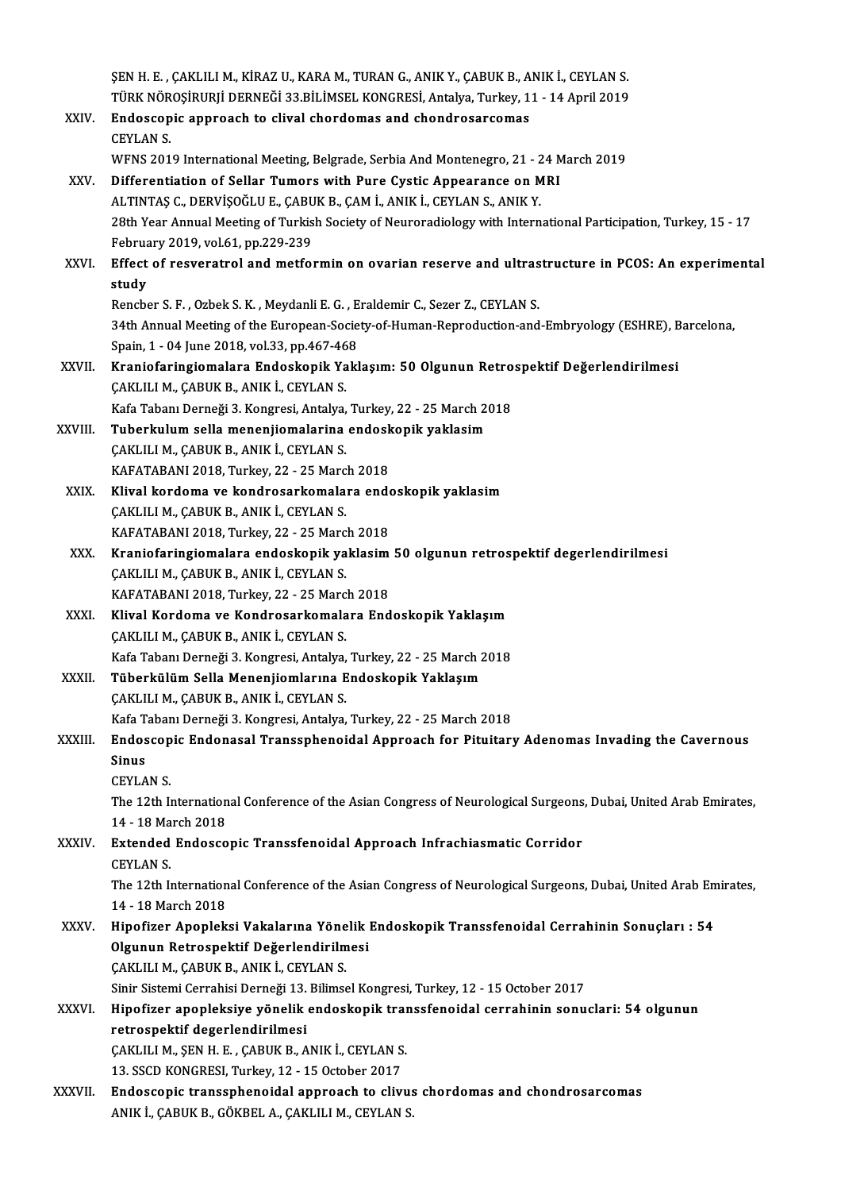ŞEN H. E. , ÇAKLILI M., KİRAZ U., KARA M., TURAN G., ANIK Y., ÇABUK B., ANIK İ., CEYLAN S.
TÜRK NÖROŞİRURJİ DERNEĞİ 33.BİLİMSEL KONGRESİ, Antalya, Turkey, 11 - 14 April 2019

XXIV. **Endoscopic approach to clival chordomas and chondrosarcomas**
CEYLAN S.
WFNS 2019 International Meeting, Belgrade, Serbia And Montenegro, 21 - 24 March 2019

XXV. **Differentiation of Sellar Tumors with Pure Cystic Appearance on MRI**
ALTINTAŞ C., DERVİŞOĞLU E., ÇABUK B., ÇAM İ., ANIK İ., CEYLAN S., ANIK Y.
28th Year Annual Meeting of Turkish Society of Neuroradiology with International Participation, Turkey, 15 - 17 February 2019, vol.61, pp.229-239

XXVI. **Effect of resveratrol and metformin on ovarian reserve and ultrastructure in PCOS: An experimental study**
Rencber S. F. , Ozbek S. K. , Meydanli E. G. , Eraldemir C., Sezer Z., CEYLAN S.
34th Annual Meeting of the European-Society-of-Human-Reproduction-and-Embryology (ESHRE), Barcelona, Spain, 1 - 04 June 2018, vol.33, pp.467-468

XXVII. **Kraniofaringiomalara Endoskopik Yaklaşım: 50 Olgunun Retrospektif Değerlendirilmesi**
ÇAKLILI M., ÇABUK B., ANIK İ., CEYLAN S.
Kafa Tabanı Derneği 3. Kongresi, Antalya, Turkey, 22 - 25 March 2018

XXVIII. **Tuberkulum sella menenjiomalarina endoskopik yaklasim**
ÇAKLILI M., ÇABUK B., ANIK İ., CEYLAN S.
KAFATABANI 2018, Turkey, 22 - 25 March 2018

XXIX. **Klival kordoma ve kondrosarkomalara endoskopik yaklasim**
ÇAKLILI M., ÇABUK B., ANIK İ., CEYLAN S.
KAFATABANI 2018, Turkey, 22 - 25 March 2018

XXX. **Kraniofaringiomalara endoskopik yaklasim 50 olgunun retrospektif degerlendirilmesi**
ÇAKLILI M., ÇABUK B., ANIK İ., CEYLAN S.
KAFATABANI 2018, Turkey, 22 - 25 March 2018

XXXI. **Klival Kordoma ve Kondrosarkomalara Endoskopik Yaklaşım**
ÇAKLILI M., ÇABUK B., ANIK İ., CEYLAN S.
Kafa Tabanı Derneği 3. Kongresi, Antalya, Turkey, 22 - 25 March 2018

XXXII. **Tüberkülüm Sella Menenjiomlarına Endoskopik Yaklaşım**
ÇAKLILI M., ÇABUK B., ANIK İ., CEYLAN S.
Kafa Tabanı Derneği 3. Kongresi, Antalya, Turkey, 22 - 25 March 2018

XXXIII. **Endoscopic Endonasal Transsphenoidal Approach for Pituitary Adenomas Invading the Cavernous Sinus**
CEYLAN S.
The 12th International Conference of the Asian Congress of Neurological Surgeons, Dubai, United Arab Emirates, 14 - 18 March 2018

XXXIV. **Extended Endoscopic Transsfenoidal Approach Infrachiasmatic Corridor**
CEYLAN S.
The 12th International Conference of the Asian Congress of Neurological Surgeons, Dubai, United Arab Emirates, 14 - 18 March 2018

XXXV. **Hipofizer Apopleksi Vakalarına Yönelik Endoskopik Transsfenoidal Cerrahinin Sonuçları : 54 Olgunun Retrospektif Değerlendirilmesi**
ÇAKLILI M., ÇABUK B., ANIK İ., CEYLAN S.
Sinir Sistemi Cerrahisi Derneği 13. Bilimsel Kongresi, Turkey, 12 - 15 October 2017

XXXVI. **Hipofizer apopleksiye yönelik endoskopik transsfenoidal cerrahinin sonuclari: 54 olgunun retrospektif degerlendirilmesi**
ÇAKLILI M., ŞEN H. E. , ÇABUK B., ANIK İ., CEYLAN S.
13. SSCD KONGRESI, Turkey, 12 - 15 October 2017

XXXVII. **Endoscopic transsphenoidal approach to clivus chordomas and chondrosarcomas**
ANIK İ., ÇABUK B., GÖKBEL A., ÇAKLILI M., CEYLAN S.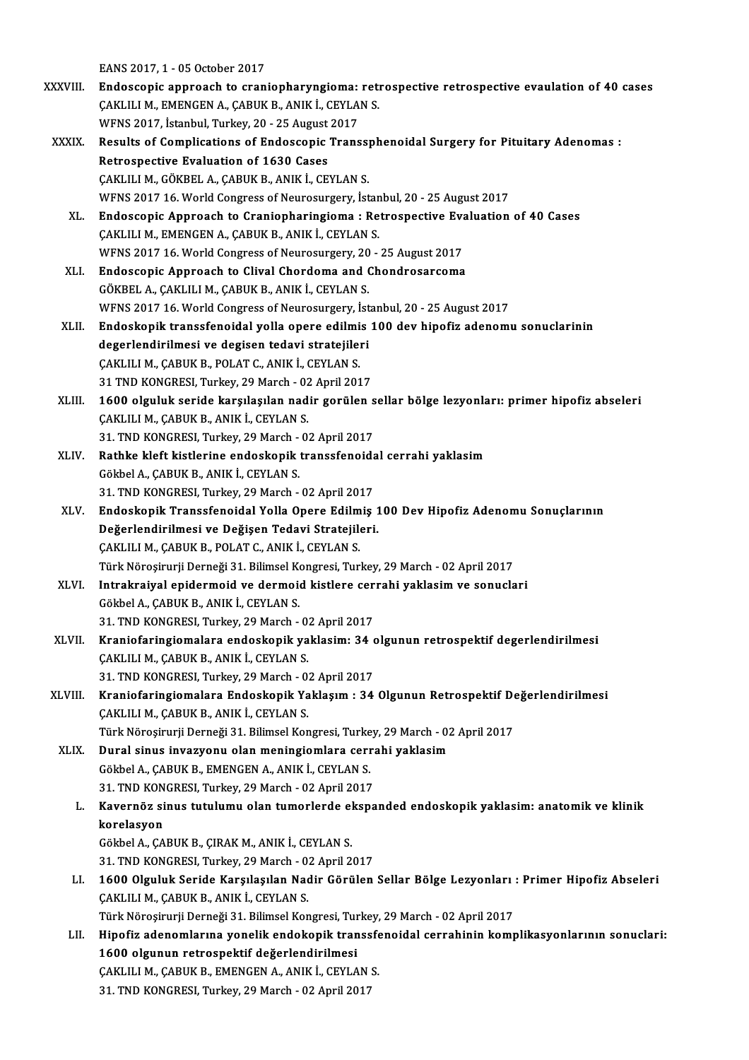EANS 2017, 1 - 05 October 2017

XXXVIII. **Endoscopic approach to craniopharyngioma: retrospective retrospective evaulation of 40 cases**
ÇAKLILI M., EMENGEN A., ÇABUK B., ANIK İ., CEYLAN S.
WFNS 2017, İstanbul, Turkey, 20 - 25 August 2017

XXXIX. **Results of Complications of Endoscopic Transsphenoidal Surgery for Pituitary Adenomas : Retrospective Evaluation of 1630 Cases**
ÇAKLILI M., GÖKBEL A., ÇABUK B., ANIK İ., CEYLAN S.
WFNS 2017 16. World Congress of Neurosurgery, İstanbul, 20 - 25 August 2017

XL. **Endoscopic Approach to Craniopharingioma : Retrospective Evaluation of 40 Cases**
ÇAKLILI M., EMENGEN A., ÇABUK B., ANIK İ., CEYLAN S.
WFNS 2017 16. World Congress of Neurosurgery, 20 - 25 August 2017

XLI. **Endoscopic Approach to Clival Chordoma and Chondrosarcoma**
GÖKBEL A., ÇAKLILI M., ÇABUK B., ANIK İ., CEYLAN S.
WFNS 2017 16. World Congress of Neurosurgery, İstanbul, 20 - 25 August 2017

XLII. **Endoskopik transsfenoidal yolla opere edilmis 100 dev hipofiz adenomu sonuclarinin degerlendirilmesi ve degisen tedavi stratejileri**
ÇAKLILI M., ÇABUK B., POLAT C., ANIK İ., CEYLAN S.
31 TND KONGRESI, Turkey, 29 March - 02 April 2017

XLIII. **1600 olguluk seride karşılaşılan nadir görülen sellar bölge lezyonları: primer hipofiz abseleri**
ÇAKLILI M., ÇABUK B., ANIK İ., CEYLAN S.
31. TND KONGRESI, Turkey, 29 March - 02 April 2017

XLIV. **Rathke kleft kistlerine endoskopik transsfenoidal cerrahi yaklasim**
Gökbel A., ÇABUK B., ANIK İ., CEYLAN S.
31. TND KONGRESI, Turkey, 29 March - 02 April 2017

XLV. **Endoskopik Transsfenoidal Yolla Opere Edilmiş 100 Dev Hipofiz Adenomu Sonuçlarının Değerlendirilmesi ve Değişen Tedavi Stratejileri.**
ÇAKLILI M., ÇABUK B., POLAT C., ANIK İ., CEYLAN S.
Türk Nöroşirurji Derneği 31. Bilimsel Kongresi, Turkey, 29 March - 02 April 2017

XLVI. **Intrakraiyal epidermoid ve dermoid kistlere cerrahi yaklasim ve sonuclari**
Gökbel A., ÇABUK B., ANIK İ., CEYLAN S.
31. TND KONGRESI, Turkey, 29 March - 02 April 2017

XLVII. **Kraniofaringiomalara endoskopik yaklasim: 34 olgunun retrospektif degerlendirilmesi**
ÇAKLILI M., ÇABUK B., ANIK İ., CEYLAN S.
31. TND KONGRESI, Turkey, 29 March - 02 April 2017

XLVIII. **Kraniofaringiomalara Endoskopik Yaklaşım : 34 Olgunun Retrospektif Değerlendirilmesi**
ÇAKLILI M., ÇABUK B., ANIK İ., CEYLAN S.
Türk Nöroşirurji Derneği 31. Bilimsel Kongresi, Turkey, 29 March - 02 April 2017

XLIX. **Dural sinus invazyonu olan meningiomlara cerrahi yaklasim**
Gökbel A., ÇABUK B., EMENGEN A., ANIK İ., CEYLAN S.
31. TND KONGRESI, Turkey, 29 March - 02 April 2017

L. **Kavernöz sinus tutulumu olan tumorlerde ekspanded endoskopik yaklasim: anatomik ve klinik korelasyon**
Gökbel A., ÇABUK B., ÇIRAK M., ANIK İ., CEYLAN S.
31. TND KONGRESI, Turkey, 29 March - 02 April 2017

LI. **1600 Olguluk Seride Karşılaşılan Nadir Görülen Sellar Bölge Lezyonları : Primer Hipofiz Abseleri**
ÇAKLILI M., ÇABUK B., ANIK İ., CEYLAN S.
Türk Nöroşirurji Derneği 31. Bilimsel Kongresi, Turkey, 29 March - 02 April 2017

LII. **Hipofiz adenomlarına yonelik endokopik transsfenoidal cerrahinin komplikasyonlarının sonuclari: 1600 olgunun retrospektif değerlendirilmesi**
ÇAKLILI M., ÇABUK B., EMENGEN A., ANIK İ., CEYLAN S.
31. TND KONGRESI, Turkey, 29 March - 02 April 2017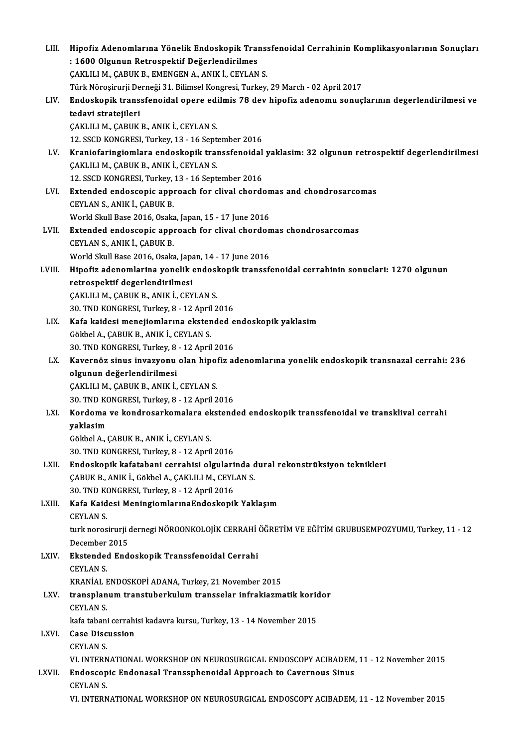LIII. **Hipofiz Adenomlarına Yönelik Endoskopik Transsfenoidal Cerrahinin Komplikasyonlarının Sonuçları : 1600 Olgunun Retrospektif Değerlendirilmes**
ÇAKLILI M., ÇABUK B., EMENGEN A., ANIK İ., CEYLAN S.
Türk Nöroşirurji Derneği 31. Bilimsel Kongresi, Turkey, 29 March - 02 April 2017

LIV. **Endoskopik transsfenoidal opere edilmis 78 dev hipofiz adenomu sonuçlarının degerlendirilmesi ve tedavi stratejileri**
ÇAKLILI M., ÇABUK B., ANIK İ., CEYLAN S.
12. SSCD KONGRESI, Turkey, 13 - 16 September 2016

LV. **Kraniofaringiomlara endoskopik transsfenoidal yaklasim: 32 olgunun retrospektif degerlendirilmesi**
ÇAKLILI M., ÇABUK B., ANIK İ., CEYLAN S.
12. SSCD KONGRESI, Turkey, 13 - 16 September 2016

LVI. **Extended endoscopic approach for clival chordomas and chondrosarcomas**
CEYLAN S., ANIK İ., ÇABUK B.
World Skull Base 2016, Osaka, Japan, 15 - 17 June 2016

LVII. **Extended endoscopic approach for clival chordomas chondrosarcomas**
CEYLAN S., ANIK İ., ÇABUK B.
World Skull Base 2016, Osaka, Japan, 14 - 17 June 2016

LVIII. **Hipofiz adenomlarina yonelik endoskopik transsfenoidal cerrahinin sonuclari: 1270 olgunun retrospektif degerlendirilmesi**
ÇAKLILI M., ÇABUK B., ANIK İ., CEYLAN S.
30. TND KONGRESI, Turkey, 8 - 12 April 2016

LIX. **Kafa kaidesi menejiomlarına ekstended endoskopik yaklasim**
Gökbel A., ÇABUK B., ANIK İ., CEYLAN S.
30. TND KONGRESI, Turkey, 8 - 12 April 2016

LX. **Kavernöz sinus invazyonu olan hipofiz adenomlarına yonelik endoskopik transnazal cerrahi: 236 olgunun değerlendirilmesi**
ÇAKLILI M., ÇABUK B., ANIK İ., CEYLAN S.
30. TND KONGRESI, Turkey, 8 - 12 April 2016

LXI. **Kordoma ve kondrosarkomalara ekstended endoskopik transsfenoidal ve transklival cerrahi yaklasim**
Gökbel A., ÇABUK B., ANIK İ., CEYLAN S.
30. TND KONGRESI, Turkey, 8 - 12 April 2016

LXII. **Endoskopik kafatabani cerrahisi olgularinda dural rekonstrüksiyon teknikleri**
ÇABUK B., ANIK İ., Gökbel A., ÇAKLILI M., CEYLAN S.
30. TND KONGRESI, Turkey, 8 - 12 April 2016

LXIII. **Kafa Kaidesi MeningiomlarınaEndoskopik Yaklaşım**
CEYLAN S.
turk norosirurji dernegi NÖROONKOLOJİK CERRAHİ ÖĞRETİM VE EĞİTİM GRUBUSEMPOZYUMU, Turkey, 11 - 12 December 2015

LXIV. **Ekstended Endoskopik Transsfenoidal Cerrahi**
CEYLAN S.
KRANİAL ENDOSKOPİ ADANA, Turkey, 21 November 2015

LXV. **transplanum transtuberkulum transselar infrakiazmatik koridor**
CEYLAN S.
kafa tabani cerrahisi kadavra kursu, Turkey, 13 - 14 November 2015

LXVI. **Case Discussion**
CEYLAN S.
VI. INTERNATIONAL WORKSHOP ON NEUROSURGICAL ENDOSCOPY ACIBADEM, 11 - 12 November 2015

LXVII. **Endoscopic Endonasal Transsphenoidal Approach to Cavernous Sinus**
CEYLAN S.
VI. INTERNATIONAL WORKSHOP ON NEUROSURGICAL ENDOSCOPY ACIBADEM, 11 - 12 November 2015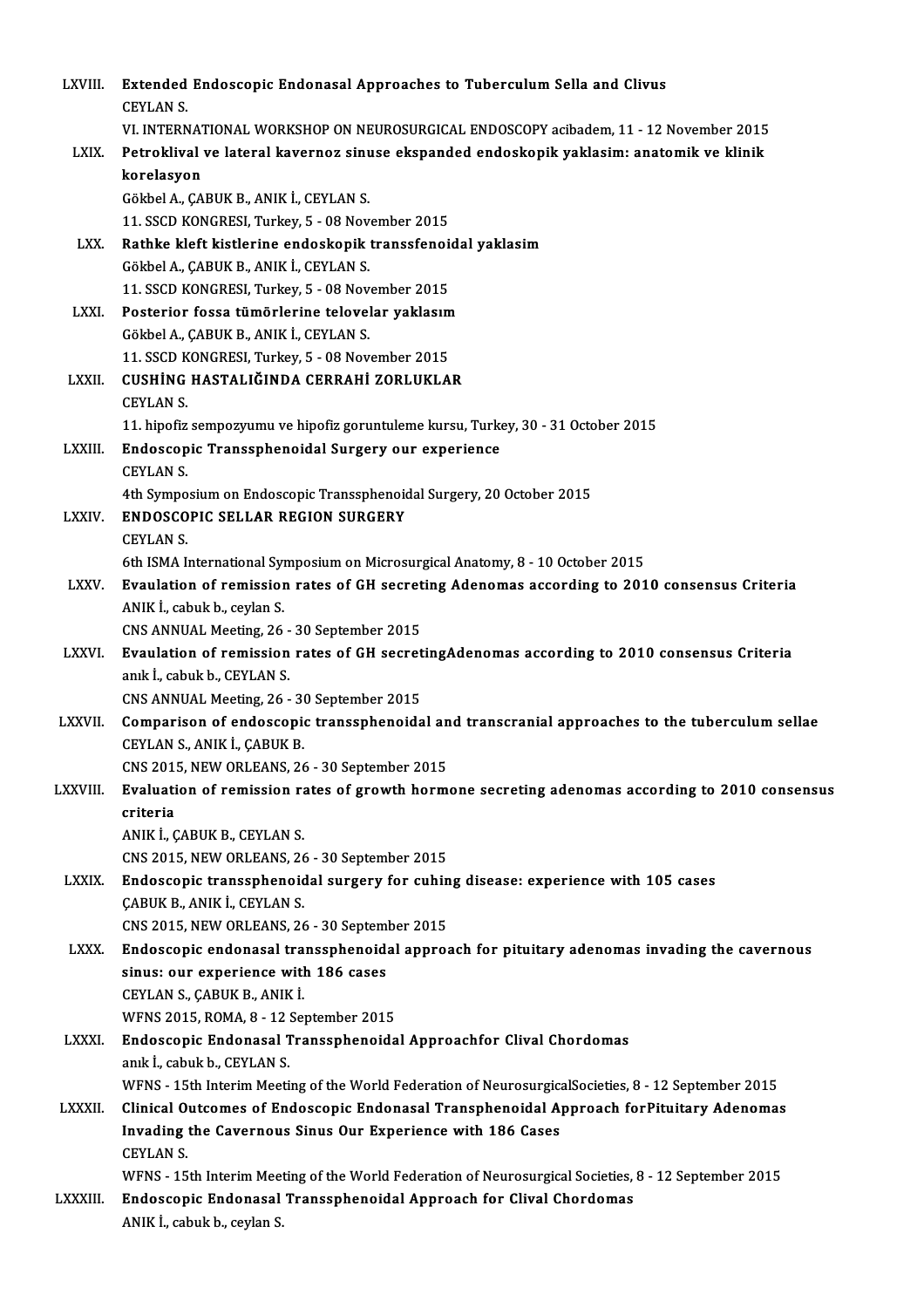LXVIII. **Extended Endoscopic Endonasal Approaches to Tuberculum Sella and Clivus**
CEYLAN S.
VI. INTERNATIONAL WORKSHOP ON NEUROSURGICAL ENDOSCOPY acibadem, 11 - 12 November 2015

LXIX. **Petroklival ve lateral kavernoz sinuse ekspanded endoskopik yaklasim: anatomik ve klinik korelasyon**
Gökbel A., ÇABUK B., ANIK İ., CEYLAN S.
11. SSCD KONGRESI, Turkey, 5 - 08 November 2015

LXX. **Rathke kleft kistlerine endoskopik transsfenoidal yaklasim**
Gökbel A., ÇABUK B., ANIK İ., CEYLAN S.
11. SSCD KONGRESI, Turkey, 5 - 08 November 2015

LXXI. **Posterior fossa tümörlerine telovelar yaklasım**
Gökbel A., ÇABUK B., ANIK İ., CEYLAN S.
11. SSCD KONGRESI, Turkey, 5 - 08 November 2015

LXXII. **CUSHİNG HASTALIĞINDA CERRAHİ ZORLUKLAR**
CEYLAN S.
11. hipofiz sempozyumu ve hipofiz goruntuleme kursu, Turkey, 30 - 31 October 2015

LXXIII. **Endoscopic Transsphenoidal Surgery our experience**
CEYLAN S.
4th Symposium on Endoscopic Transsphenoidal Surgery, 20 October 2015

LXXIV. **ENDOSCOPIC SELLAR REGION SURGERY**
CEYLAN S.
6th ISMA International Symposium on Microsurgical Anatomy, 8 - 10 October 2015

LXXV. **Evaulation of remission rates of GH secreting Adenomas according to 2010 consensus Criteria**
ANIK İ., cabuk b., ceylan S.
CNS ANNUAL Meeting, 26 - 30 September 2015

LXXVI. **Evaulation of remission rates of GH secretingAdenomas according to 2010 consensus Criteria**
anık İ., cabuk b., CEYLAN S.
CNS ANNUAL Meeting, 26 - 30 September 2015

LXXVII. **Comparison of endoscopic transsphenoidal and transcranial approaches to the tuberculum sellae**
CEYLAN S., ANIK İ., ÇABUK B.
CNS 2015, NEW ORLEANS, 26 - 30 September 2015

LXXVIII. **Evaluation of remission rates of growth hormone secreting adenomas according to 2010 consensus criteria**
ANIK İ., ÇABUK B., CEYLAN S.
CNS 2015, NEW ORLEANS, 26 - 30 September 2015

LXXIX. **Endoscopic transsphenoidal surgery for cuhing disease: experience with 105 cases**
ÇABUK B., ANIK İ., CEYLAN S.
CNS 2015, NEW ORLEANS, 26 - 30 September 2015

LXXX. **Endoscopic endonasal transsphenoidal approach for pituitary adenomas invading the cavernous sinus: our experience with 186 cases**
CEYLAN S., ÇABUK B., ANIK İ.
WFNS 2015, ROMA, 8 - 12 September 2015

LXXXI. **Endoscopic Endonasal Transsphenoidal Approachfor Clival Chordomas**
anık İ., cabuk b., CEYLAN S.
WFNS - 15th Interim Meeting of the World Federation of NeurosurgicalSocieties, 8 - 12 September 2015

LXXXII. **Clinical Outcomes of Endoscopic Endonasal Transphenoidal Approach forPituitary Adenomas Invading the Cavernous Sinus Our Experience with 186 Cases**
CEYLAN S.
WFNS - 15th Interim Meeting of the World Federation of Neurosurgical Societies, 8 - 12 September 2015

LXXXIII. **Endoscopic Endonasal Transsphenoidal Approach for Clival Chordomas**
ANIK İ., cabuk b., ceylan S.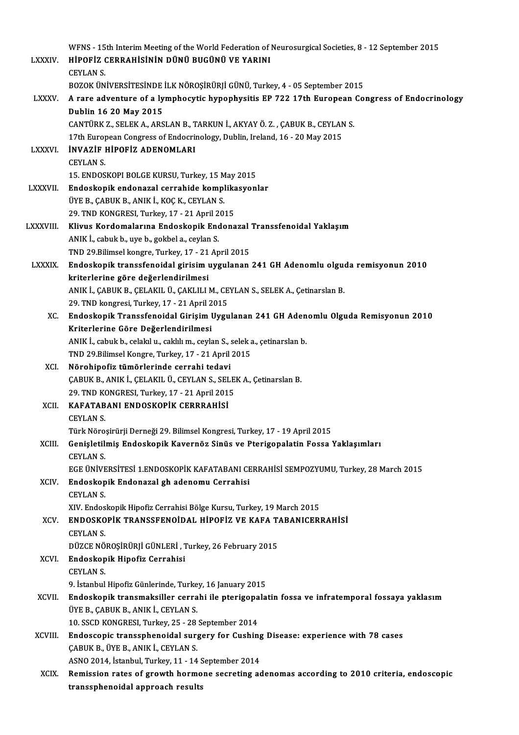WFNS - 15th Interim Meeting of the World Federation of Neurosurgical Societies, 8 - 12 September 2015

LXXXIV. **HİPOFİZ CERRAHİSİNİN DÜNÜ BUGÜNÜ VE YARINI**
CEYLAN S.
BOZOK ÜNİVERSİTESİNDE İLK NÖROŞİRÜRJİ GÜNÜ, Turkey, 4 - 05 September 2015

LXXXV. **A rare adventure of a lymphocytic hypophysitis EP 722 17th European Congress of Endocrinology Dublin 16 20 May 2015**
CANTÜRK Z., SELEK A., ARSLAN B., TARKUN İ., AKYAY Ö. Z. , ÇABUK B., CEYLAN S.
17th European Congress of Endocrinology, Dublin, Ireland, 16 - 20 May 2015

LXXXVI. **İNVAZİF HİPOFİZ ADENOMLARI**
CEYLAN S.
15. ENDOSKOPI BOLGE KURSU, Turkey, 15 May 2015

LXXXVII. **Endoskopik endonazal cerrahide komplikasyonlar**
ÜYE B., ÇABUK B., ANIK İ., KOÇ K., CEYLAN S.
29. TND KONGRESI, Turkey, 17 - 21 April 2015

LXXXVIII. **Klivus Kordomalarına Endoskopik Endonazal Transsfenoidal Yaklaşım**
ANIK İ., cabuk b., uye b., gokbel a., ceylan S.
TND 29.Bilimsel kongre, Turkey, 17 - 21 April 2015

LXXXIX. **Endoskopik transsfenoidal girisim uygulanan 241 GH Adenomlu olguda remisyonun 2010 kriterlerine göre değerlendirilmesi**
ANIK İ., ÇABUK B., ÇELAKIL Ü., ÇAKLILI M., CEYLAN S., SELEK A., Çetinarslan B.
29. TND kongresi, Turkey, 17 - 21 April 2015

XC. **Endoskopik Transsfenoidal Girişim Uygulanan 241 GH Adenomlu Olguda Remisyonun 2010 Kriterlerine Göre Değerlendirilmesi**
ANIK İ., cabuk b., celakıl u., caklılı m., ceylan S., selek a., çetinarslan b.
TND 29.Bilimsel Kongre, Turkey, 17 - 21 April 2015

XCI. **Nörohipofiz tümörlerinde cerrahi tedavi**
ÇABUK B., ANIK İ., ÇELAKIL Ü., CEYLAN S., SELEK A., Çetinarslan B.
29. TND KONGRESI, Turkey, 17 - 21 April 2015

XCII. **KAFATABANI ENDOSKOPİK CERRRAHİSİ**
CEYLAN S.
Türk Nöroşirürji Derneği 29. Bilimsel Kongresi, Turkey, 17 - 19 April 2015

XCIII. **Genişletilmiş Endoskopik Kavernöz Sinüs ve Pterigopalatin Fossa Yaklaşımları**
CEYLAN S.
EGE ÜNİVERSİTESİ 1.ENDOSKOPİK KAFATABANI CERRAHİSİ SEMPOZYUMU, Turkey, 28 March 2015

XCIV. **Endoskopik Endonazal gh adenomu Cerrahisi**
CEYLAN S.
XIV. Endoskopik Hipofiz Cerrahisi Bölge Kursu, Turkey, 19 March 2015

XCV. **ENDOSKOPİK TRANSSFENOİDAL HİPOFİZ VE KAFA TABANICERRAHİSİ**
CEYLAN S.
DÜZCE NÖROŞİRÜRJİ GÜNLERİ , Turkey, 26 February 2015

XCVI. **Endoskopik Hipofiz Cerrahisi**
CEYLAN S.
9. İstanbul Hipofiz Günlerinde, Turkey, 16 January 2015

XCVII. **Endoskopik transmaksiller cerrahi ile pterigopalatin fossa ve infratemporal fossaya yaklasım**
ÜYE B., ÇABUK B., ANIK İ., CEYLAN S.
10. SSCD KONGRESI, Turkey, 25 - 28 September 2014

XCVIII. **Endoscopic transsphenoidal surgery for Cushing Disease: experience with 78 cases**
ÇABUK B., ÜYE B., ANIK İ., CEYLAN S.
ASNO 2014, İstanbul, Turkey, 11 - 14 September 2014

XCIX. **Remission rates of growth hormone secreting adenomas according to 2010 criteria, endoscopic transsphenoidal approach results**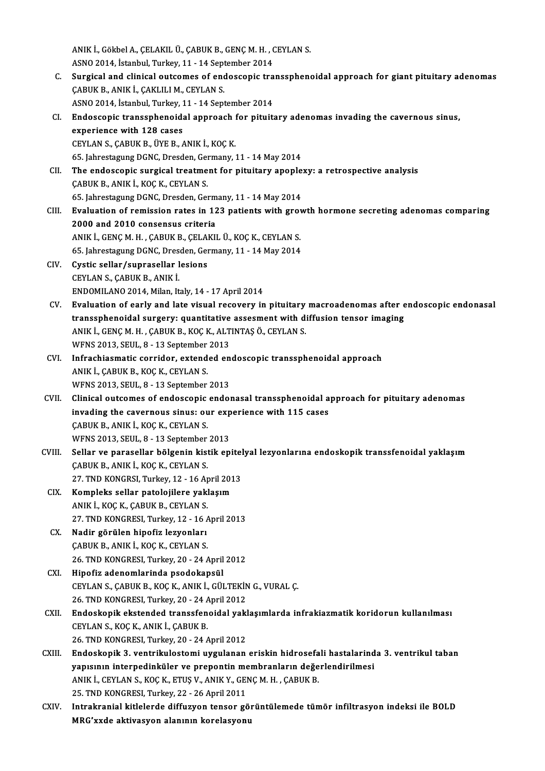ANIK İ., Gökbel A., ÇELAKIL Ü., ÇABUK B., GENÇ M. H. , CEYLAN S.
ASNO 2014, İstanbul, Turkey, 11 - 14 September 2014

C. **Surgical and clinical outcomes of endoscopic transsphenoidal approach for giant pituitary adenomas**
ÇABUK B., ANIK İ., ÇAKLILI M., CEYLAN S.
ASNO 2014, İstanbul, Turkey, 11 - 14 September 2014

CI. **Endoscopic transsphenoidal approach for pituitary adenomas invading the cavernous sinus, experience with 128 cases**
CEYLAN S., ÇABUK B., ÜYE B., ANIK İ., KOÇ K.
65. Jahrestagung DGNC, Dresden, Germany, 11 - 14 May 2014

CII. **The endoscopic surgical treatment for pituitary apoplexy: a retrospective analysis**
ÇABUK B., ANIK İ., KOÇ K., CEYLAN S.
65. Jahrestagung DGNC, Dresden, Germany, 11 - 14 May 2014

CIII. **Evaluation of remission rates in 123 patients with growth hormone secreting adenomas comparing 2000 and 2010 consensus criteria**
ANIK İ., GENÇ M. H. , ÇABUK B., ÇELAKIL Ü., KOÇ K., CEYLAN S.
65. Jahrestagung DGNC, Dresden, Germany, 11 - 14 May 2014

CIV. **Cystic sellar/suprasellar lesions**
CEYLAN S., ÇABUK B., ANIK İ.
ENDOMILANO 2014, Milan, Italy, 14 - 17 April 2014

CV. **Evaluation of early and late visual recovery in pituitary macroadenomas after endoscopic endonasal transsphenoidal surgery: quantitative assesment with diffusion tensor imaging**
ANIK İ., GENÇ M. H. , ÇABUK B., KOÇ K., ALTINTAŞ Ö., CEYLAN S.
WFNS 2013, SEUL, 8 - 13 September 2013

CVI. **Infrachiasmatic corridor, extended endoscopic transsphenoidal approach**
ANIK İ., ÇABUK B., KOÇ K., CEYLAN S.
WFNS 2013, SEUL, 8 - 13 September 2013

CVII. **Clinical outcomes of endoscopic endonasal transsphenoidal approach for pituitary adenomas invading the cavernous sinus: our experience with 115 cases**
ÇABUK B., ANIK İ., KOÇ K., CEYLAN S.
WFNS 2013, SEUL, 8 - 13 September 2013

CVIII. **Sellar ve parasellar bölgenin kistik epitelyal lezyonlarına endoskopik transsfenoidal yaklaşım**
ÇABUK B., ANIK İ., KOÇ K., CEYLAN S.
27. TND KONGRSI, Turkey, 12 - 16 April 2013

CIX. **Kompleks sellar patolojilere yaklaşım**
ANIK İ., KOÇ K., ÇABUK B., CEYLAN S.
27. TND KONGRESI, Turkey, 12 - 16 April 2013

CX. **Nadir görülen hipofiz lezyonları**
ÇABUK B., ANIK İ., KOÇ K., CEYLAN S.
26. TND KONGRESI, Turkey, 20 - 24 April 2012

CXI. **Hipofiz adenomlarinda psodokapsül**
CEYLAN S., ÇABUK B., KOÇ K., ANIK İ., GÜLTEKİN G., VURAL Ç.
26. TND KONGRESI, Turkey, 20 - 24 April 2012

CXII. **Endoskopik ekstended transsfenoidal yaklaşımlarda infrakiazmatik koridorun kullanılması**
CEYLAN S., KOÇ K., ANIK İ., ÇABUK B.
26. TND KONGRESI, Turkey, 20 - 24 April 2012

CXIII. **Endoskopik 3. ventrikulostomi uygulanan eriskin hidrosefali hastalarinda 3. ventrikul taban yapısının interpedinküler ve prepontin membranların değerlendirilmesi**
ANIK İ., CEYLAN S., KOÇ K., ETUŞ V., ANIK Y., GENÇ M. H. , ÇABUK B.
25. TND KONGRESI, Turkey, 22 - 26 April 2011

CXIV. **Intrakranial kitlelerde diffuzyon tensor görüntülemede tümör infiltrasyon indeksi ile BOLD MRG'xxde aktivasyon alanının korelasyonu**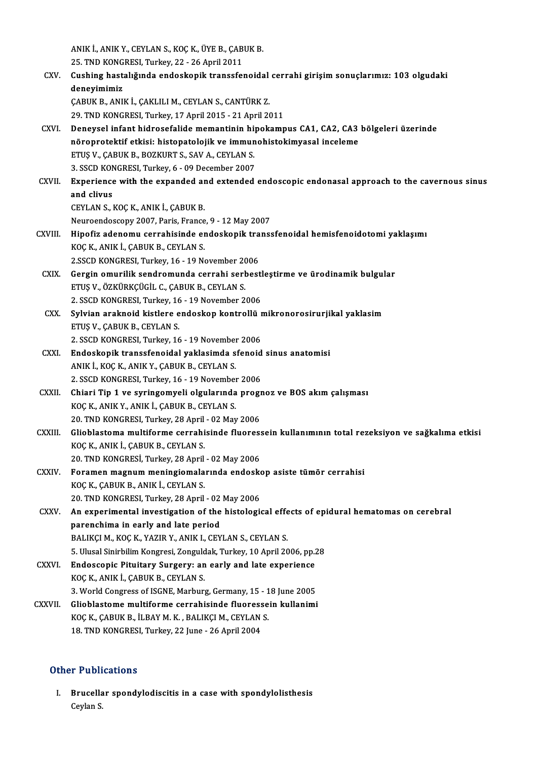ANIK İ., ANIK Y., CEYLAN S., KOÇ K., ÜYE B., ÇABUK B.
25. TND KONGRESI, Turkey, 22 - 26 April 2011

CXV. **Cushing hastalığında endoskopik transsfenoidal cerrahi girişim sonuçlarımız: 103 olgudaki deneyimimiz**
ÇABUK B., ANIK İ., ÇAKLILI M., CEYLAN S., CANTÜRK Z.
29. TND KONGRESI, Turkey, 17 April 2015 - 21 April 2011

CXVI. **Deneysel infant hidrosefalide memantinin hipokampus CA1, CA2, CA3 bölgeleri üzerinde nöroprotektif etkisi: histopatolojik ve immunohistokimyasal inceleme**
ETUŞ V., ÇABUK B., BOZKURT S., SAV A., CEYLAN S.
3. SSCD KONGRESI, Turkey, 6 - 09 December 2007

CXVII. **Experience with the expanded and extended endoscopic endonasal approach to the cavernous sinus and clivus**
CEYLAN S., KOÇ K., ANIK İ., ÇABUK B.
Neuroendoscopy 2007, Paris, France, 9 - 12 May 2007

CXVIII. **Hipofiz adenomu cerrahisinde endoskopik transsfenoidal hemisfenoidotomi yaklaşımı**
KOÇ K., ANIK İ., ÇABUK B., CEYLAN S.
2.SSCD KONGRESI, Turkey, 16 - 19 November 2006

CXIX. **Gergin omurilik sendromunda cerrahi serbestleştirme ve ürodinamik bulgular**
ETUŞ V., ÖZKÜRKÇÜGİL C., ÇABUK B., CEYLAN S.
2. SSCD KONGRESI, Turkey, 16 - 19 November 2006

CXX. **Sylvian araknoid kistlere endoskop kontrollü mikronorosirurjikal yaklasim**
ETUŞ V., ÇABUK B., CEYLAN S.
2. SSCD KONGRESI, Turkey, 16 - 19 November 2006

CXXI. **Endoskopik transsfenoidal yaklasimda sfenoid sinus anatomisi**
ANIK İ., KOÇ K., ANIK Y., ÇABUK B., CEYLAN S.
2. SSCD KONGRESI, Turkey, 16 - 19 November 2006

CXXII. **Chiari Tip 1 ve syringomyeli olgularında prognoz ve BOS akım çalışması**
KOÇ K., ANIK Y., ANIK İ., ÇABUK B., CEYLAN S.
20. TND KONGRESI, Turkey, 28 April - 02 May 2006

CXXIII. **Glioblastoma multiforme cerrahisinde fluoressein kullanımının total rezeksiyon ve sağkalıma etkisi**
KOÇ K., ANIK İ., ÇABUK B., CEYLAN S.
20. TND KONGRESİ, Turkey, 28 April - 02 May 2006

CXXIV. **Foramen magnum meningiomalarında endoskop asiste tümör cerrahisi**
KOÇ K., ÇABUK B., ANIK İ., CEYLAN S.
20. TND KONGRESI, Turkey, 28 April - 02 May 2006

CXXV. **An experimental investigation of the histological effects of epidural hematomas on cerebral parenchima in early and late period**
BALIKÇI M., KOÇ K., YAZIR Y., ANIK I., CEYLAN S., CEYLAN S.
5. Ulusal Sinirbilim Kongresi, Zonguldak, Turkey, 10 April 2006, pp.28

CXXVI. **Endoscopic Pituitary Surgery: an early and late experience**
KOÇ K., ANIK İ., ÇABUK B., CEYLAN S.
3. World Congress of ISGNE, Marburg, Germany, 15 - 18 June 2005

CXXVII. **Glioblastome multiforme cerrahisinde fluoressein kullanimi**
KOÇ K., ÇABUK B., İLBAY M. K. , BALIKÇI M., CEYLAN S.
18. TND KONGRESI, Turkey, 22 June - 26 April 2004

## Other Publications

I. **Brucellar spondylodiscitis in a case with spondylolisthesis**
Ceylan S.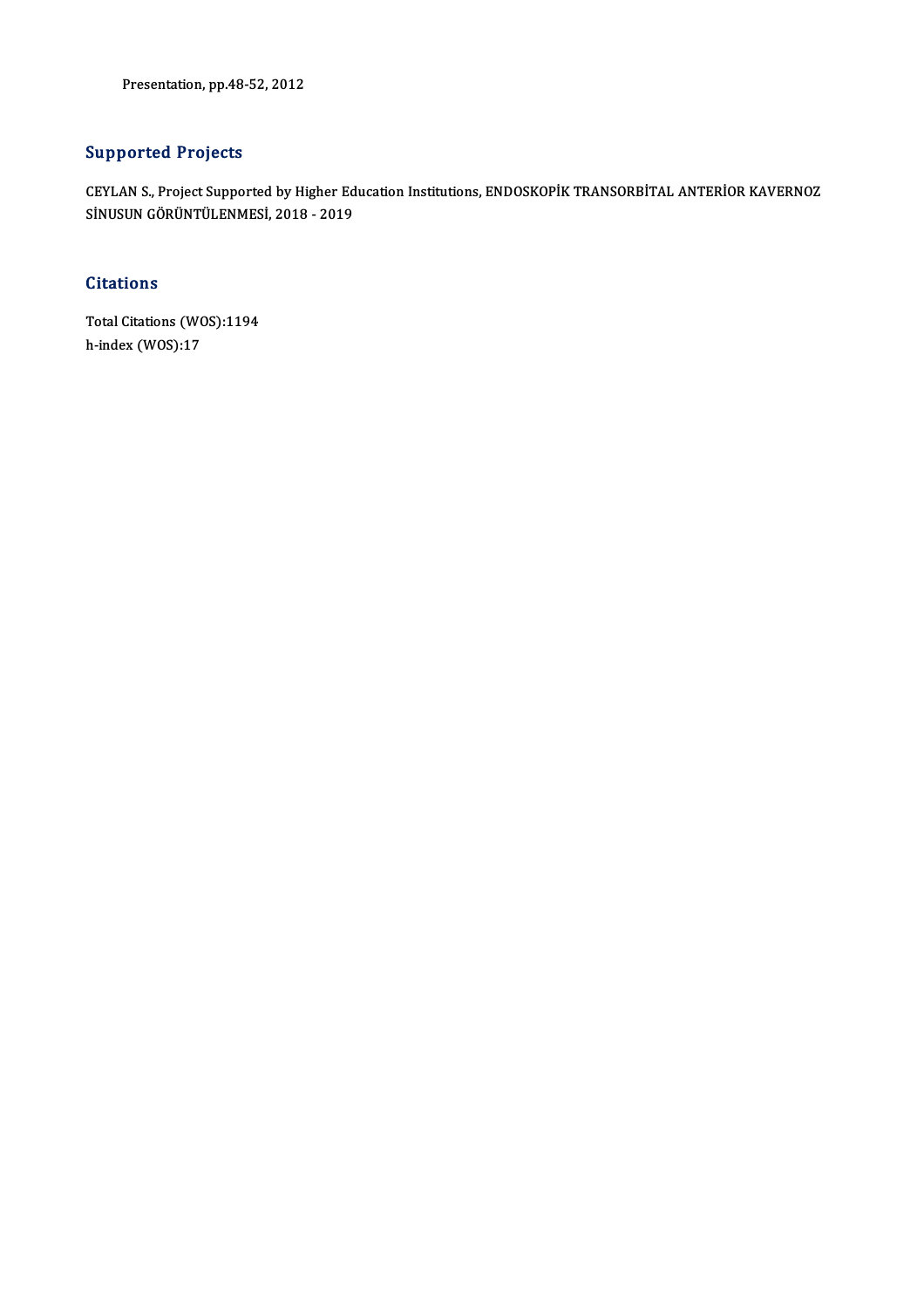Presentation, pp.48-52, 2012

## Supported Projects

CEYLAN S., Project Supported by Higher Education Institutions, ENDOSKOPİK TRANSORBİTAL ANTERİOR KAVERNOZ SİNUSUN GÖRÜNTÜLENMESİ, 2018 - 2019

## Citations

Total Citations (WOS):1194
h-index (WOS):17